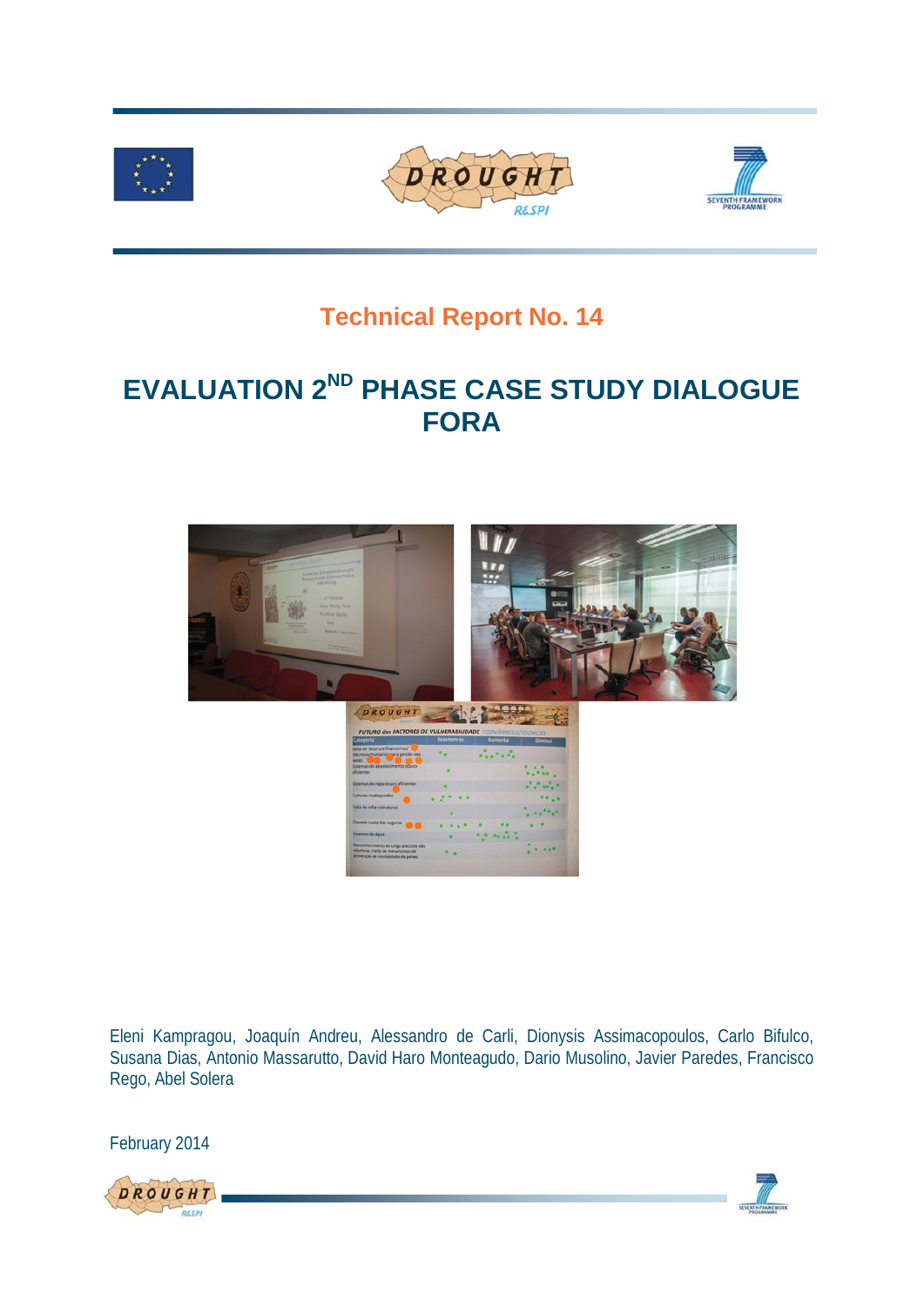## Technical Report No. 14

# EVALUATION 2ND PHASE CASE STUDY DIALOGUE FORA

Eleni Kampragou, Joaquín Andreu, Alessandro de Carli, Dionysis Assimacopoulos, Carlo Bifulco, Susana Dias, Antonio Massarutto, David Haro Monteagudo, Dario Musolino, Javier Paredes, Francisco Rego, Abel Solera

February 2014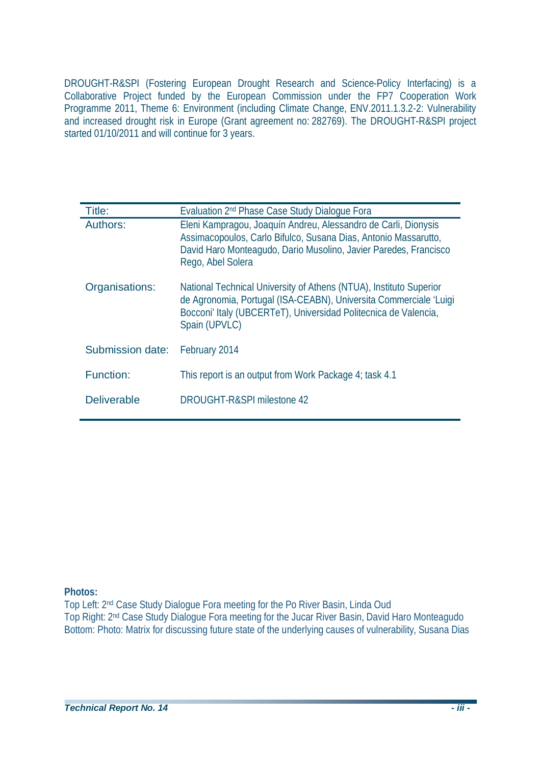DROUGHT-R&SPI (Fostering European Drought Research and Science-Policy Interfacing) is a Collaborative Project funded by the European Commission under the FP7 Cooperation Work Programme 2011, Theme 6: Environment (including Climate Change, ENV.2011.1.3.2-2: Vulnerability and increased drought risk in Europe (Grant agreement no: 282769). The DROUGHT-R&SPI project started 01/10/2011 and will continue for 3 years.

| | |
|---|---|
| Title: | Evaluation 2nd Phase Case Study Dialogue Fora |
| Authors: | Eleni Kampragou, Joaquín Andreu, Alessandro de Carli, Dionysis Assimacopoulos, Carlo Bifulco, Susana Dias, Antonio Massarutto, David Haro Monteagudo, Dario Musolino, Javier Paredes, Francisco Rego, Abel Solera |
| Organisations: | National Technical University of Athens (NTUA), Instituto Superior de Agronomia, Portugal (ISA-CEABN), Universita Commerciale 'Luigi Bocconi' Italy (UBCERTeT), Universidad Politecnica de Valencia, Spain (UPVLC) |
| Submission date: | February 2014 |
| Function: | This report is an output from Work Package 4; task 4.1 |
| Deliverable | DROUGHT-R&SPI milestone 42 |

**Photos:**
Top Left: 2nd Case Study Dialogue Fora meeting for the Po River Basin, Linda Oud
Top Right: 2nd Case Study Dialogue Fora meeting for the Jucar River Basin, David Haro Monteagudo
Bottom: Photo: Matrix for discussing future state of the underlying causes of vulnerability, Susana Dias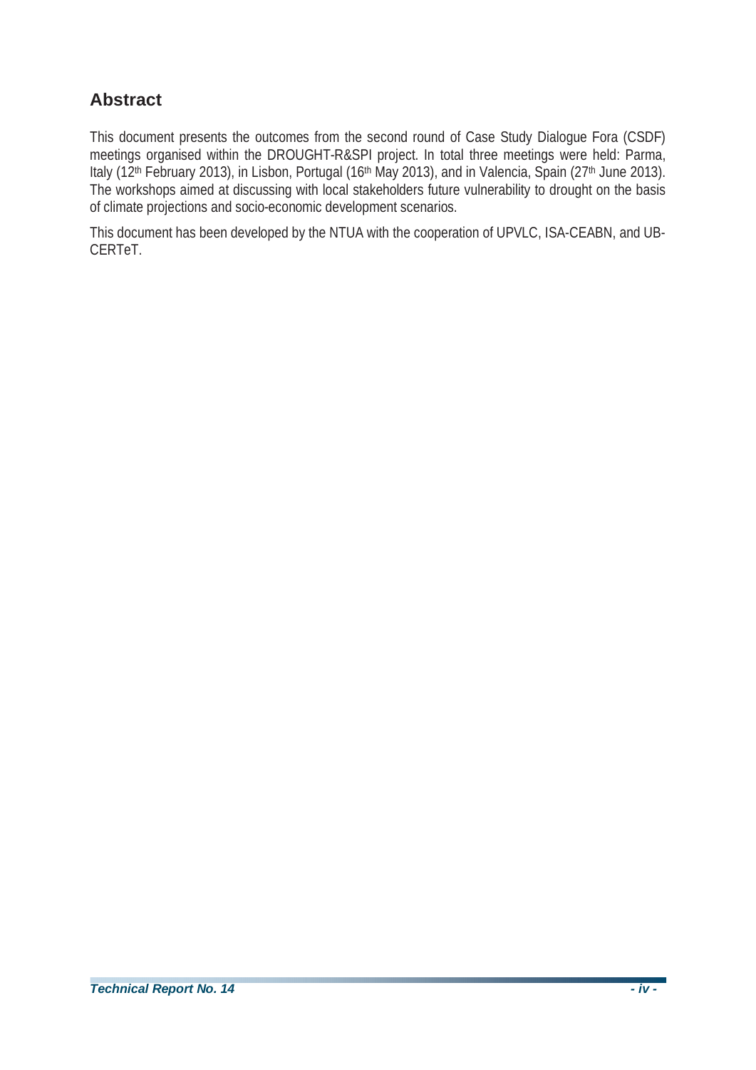## Abstract

This document presents the outcomes from the second round of Case Study Dialogue Fora (CSDF) meetings organised within the DROUGHT-R&SPI project. In total three meetings were held: Parma, Italy (12th February 2013), in Lisbon, Portugal (16th May 2013), and in Valencia, Spain (27th June 2013). The workshops aimed at discussing with local stakeholders future vulnerability to drought on the basis of climate projections and socio-economic development scenarios.

This document has been developed by the NTUA with the cooperation of UPVLC, ISA-CEABN, and UB-CERTeT.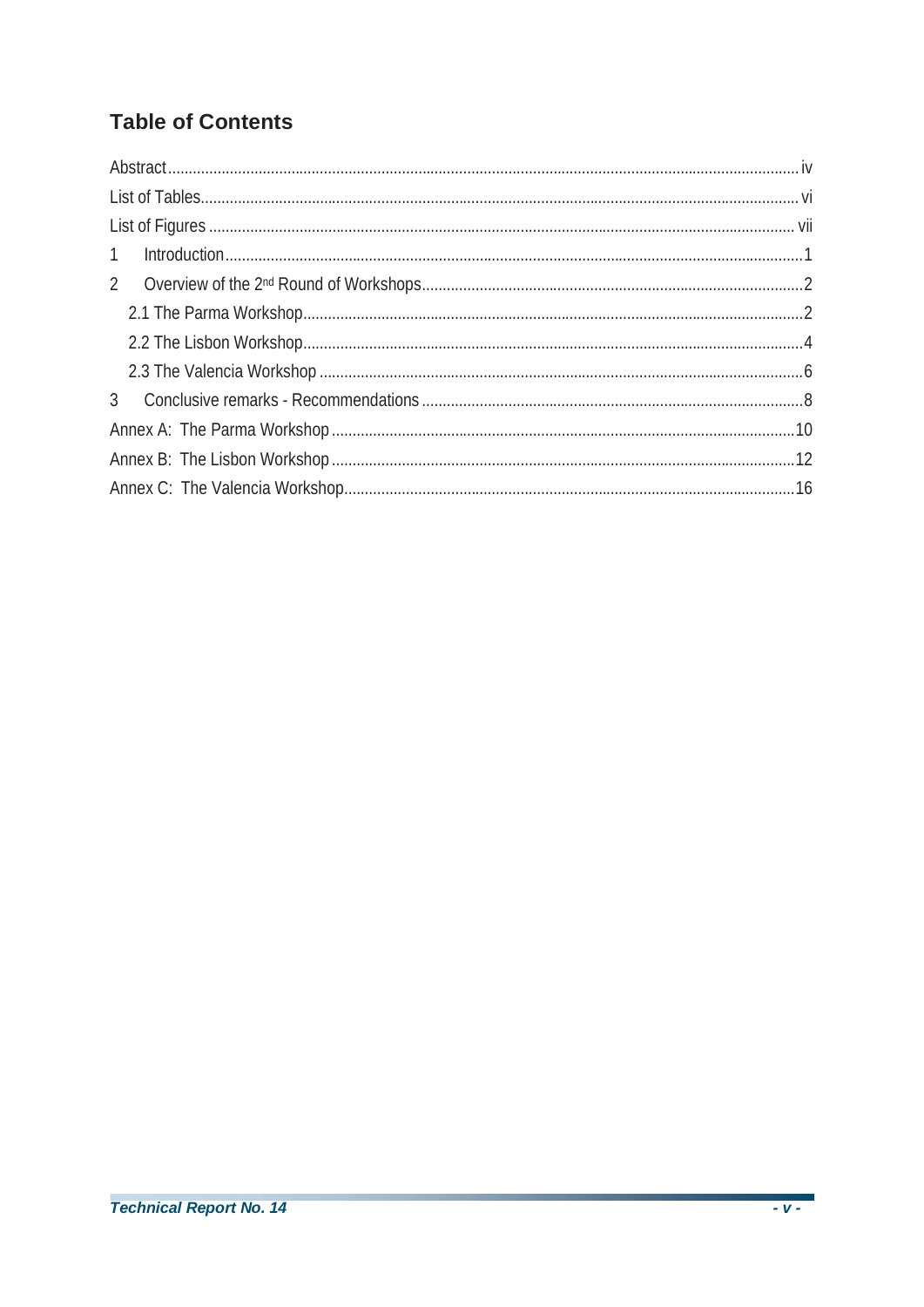## Table of Contents

Abstract .......... iv

List of Tables .......... vi

List of Figures .......... vii

1 Introduction .......... 1

2 Overview of the 2nd Round of Workshops .......... 2

- 2.1 The Parma Workshop .......... 2
- 2.2 The Lisbon Workshop .......... 4
- 2.3 The Valencia Workshop .......... 6

3 Conclusive remarks - Recommendations .......... 8

Annex A: The Parma Workshop .......... 10

Annex B: The Lisbon Workshop .......... 12

Annex C: The Valencia Workshop .......... 16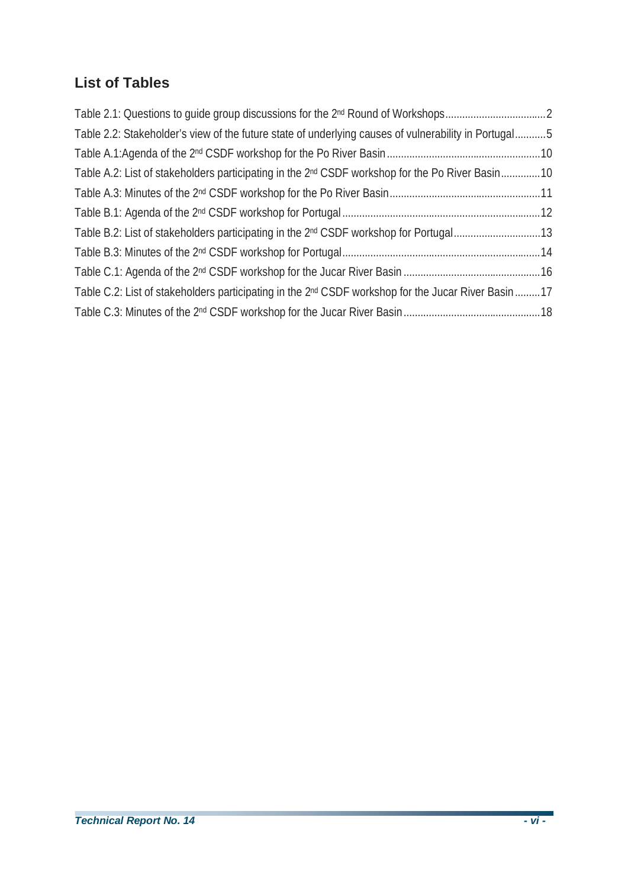## List of Tables

Table 2.1: Questions to guide group discussions for the 2nd Round of Workshops ....................................2
Table 2.2: Stakeholder's view of the future state of underlying causes of vulnerability in Portugal...........5
Table A.1:Agenda of the 2nd CSDF workshop for the Po River Basin.......................................................10
Table A.2: List of stakeholders participating in the 2nd CSDF workshop for the Po River Basin..............10
Table A.3: Minutes of the 2nd CSDF workshop for the Po River Basin......................................................11
Table B.1: Agenda of the 2nd CSDF workshop for Portugal......................................................................12
Table B.2: List of stakeholders participating in the 2nd CSDF workshop for Portugal...............................13
Table B.3: Minutes of the 2nd CSDF workshop for Portugal......................................................................14
Table C.1: Agenda of the 2nd CSDF workshop for the Jucar River Basin .................................................16
Table C.2: List of stakeholders participating in the 2nd CSDF workshop for the Jucar River Basin..........17
Table C.3: Minutes of the 2nd CSDF workshop for the Jucar River Basin.................................................18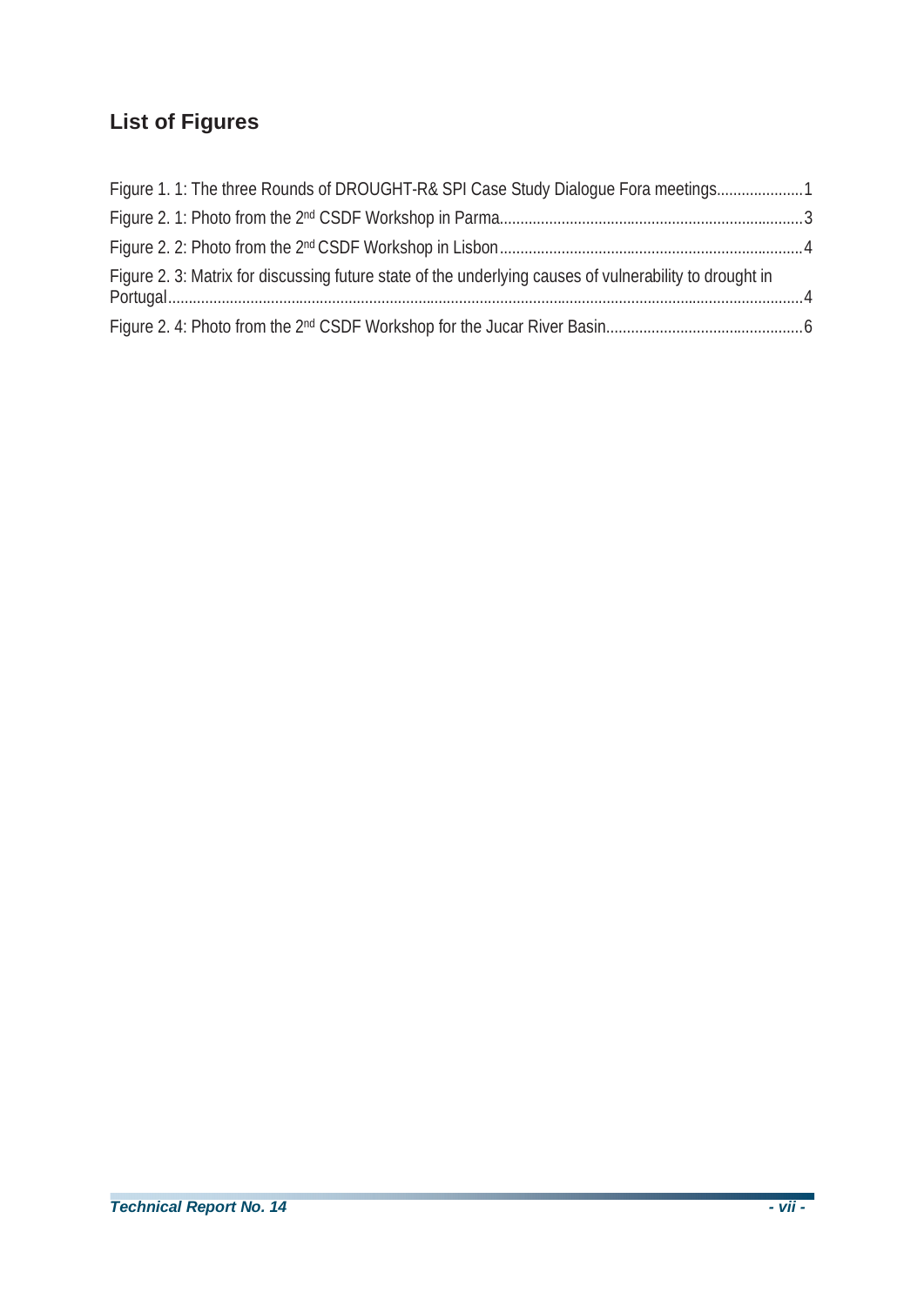## List of Figures

Figure 1. 1: The three Rounds of DROUGHT-R& SPI Case Study Dialogue Fora meetings.....................1

Figure 2. 1: Photo from the 2nd CSDF Workshop in Parma.........................................................................3

Figure 2. 2: Photo from the 2nd CSDF Workshop in Lisbon.........................................................................4

Figure 2. 3: Matrix for discussing future state of the underlying causes of vulnerability to drought in Portugal.........................................................................................................................................................4

Figure 2. 4: Photo from the 2nd CSDF Workshop for the Jucar River Basin...............................................6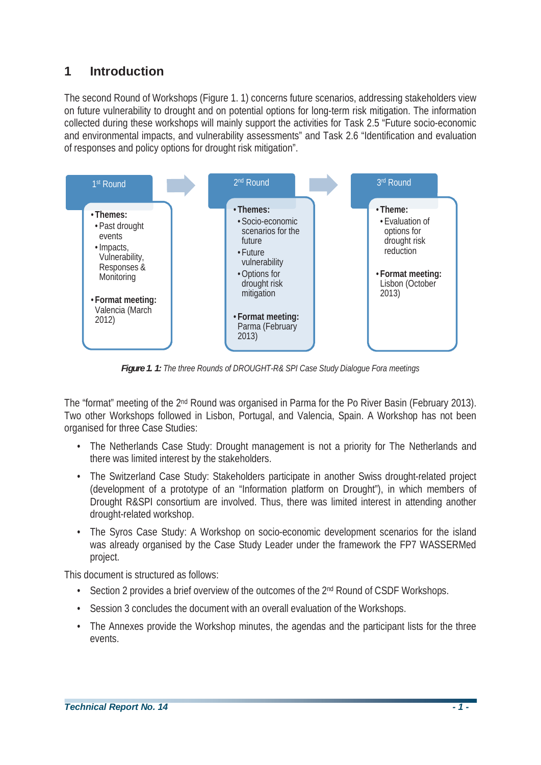# 1 Introduction

The second Round of Workshops (Figure 1. 1) concerns future scenarios, addressing stakeholders view on future vulnerability to drought and on potential options for long-term risk mitigation. The information collected during these workshops will mainly support the activities for Task 2.5 "Future socio-economic and environmental impacts, and vulnerability assessments" and Task 2.6 "Identification and evaluation of responses and policy options for drought risk mitigation".

1st Round

- **Themes:**
  - Past drought events
  - Impacts, Vulnerability, Responses & Monitoring
- **Format meeting:** Valencia (March 2012)

2nd Round

- **Themes:**
  - Socio-economic scenarios for the future
  - Future vulnerability
  - Options for drought risk mitigation
- **Format meeting:** Parma (February 2013)

3rd Round

- **Theme:**
  - Evaluation of options for drought risk reduction
- **Format meeting:** Lisbon (October 2013)

***Figure 1. 1:*** *The three Rounds of DROUGHT-R& SPI Case Study Dialogue Fora meetings*

The "format" meeting of the 2nd Round was organised in Parma for the Po River Basin (February 2013). Two other Workshops followed in Lisbon, Portugal, and Valencia, Spain. A Workshop has not been organised for three Case Studies:

- The Netherlands Case Study: Drought management is not a priority for The Netherlands and there was limited interest by the stakeholders.
- The Switzerland Case Study: Stakeholders participate in another Swiss drought-related project (development of a prototype of an "Information platform on Drought"), in which members of Drought R&SPI consortium are involved. Thus, there was limited interest in attending another drought-related workshop.
- The Syros Case Study: A Workshop on socio-economic development scenarios for the island was already organised by the Case Study Leader under the framework the FP7 WASSERMed project.

This document is structured as follows:

- Section 2 provides a brief overview of the outcomes of the 2nd Round of CSDF Workshops.
- Session 3 concludes the document with an overall evaluation of the Workshops.
- The Annexes provide the Workshop minutes, the agendas and the participant lists for the three events.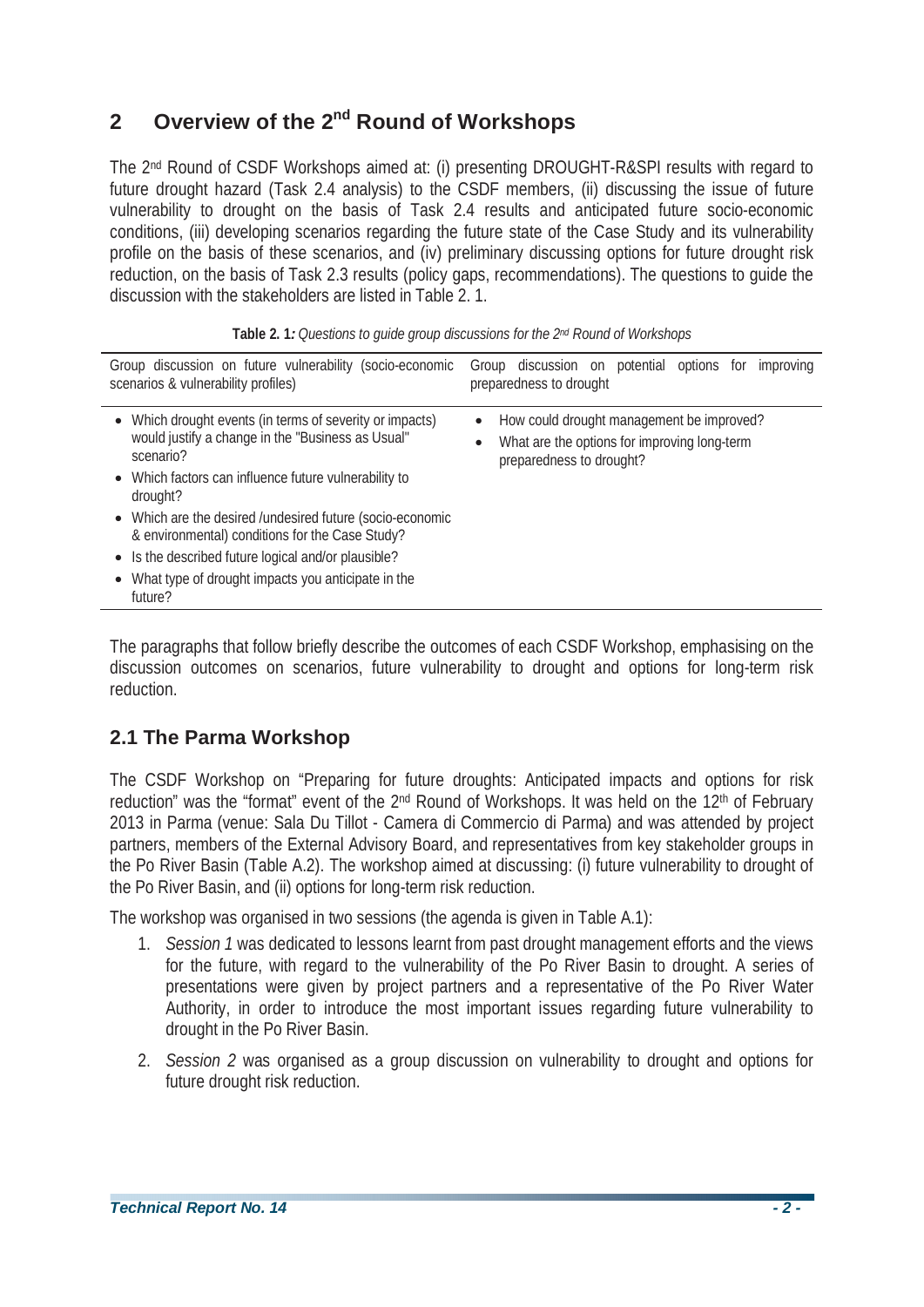# 2 Overview of the 2nd Round of Workshops

The 2nd Round of CSDF Workshops aimed at: (i) presenting DROUGHT-R&SPI results with regard to future drought hazard (Task 2.4 analysis) to the CSDF members, (ii) discussing the issue of future vulnerability to drought on the basis of Task 2.4 results and anticipated future socio-economic conditions, (iii) developing scenarios regarding the future state of the Case Study and its vulnerability profile on the basis of these scenarios, and (iv) preliminary discussing options for future drought risk reduction, on the basis of Task 2.3 results (policy gaps, recommendations). The questions to guide the discussion with the stakeholders are listed in Table 2. 1.

**Table 2. 1***: Questions to guide group discussions for the 2nd Round of Workshops*

| Group discussion on future vulnerability (socio-economic scenarios & vulnerability profiles) | Group discussion on potential options for improving preparedness to drought |
|---|---|
| • Which drought events (in terms of severity or impacts) would justify a change in the "Business as Usual" scenario?<br>• Which factors can influence future vulnerability to drought?<br>• Which are the desired /undesired future (socio-economic & environmental) conditions for the Case Study?<br>• Is the described future logical and/or plausible?<br>• What type of drought impacts you anticipate in the future? | • How could drought management be improved?<br>• What are the options for improving long-term preparedness to drought? |

The paragraphs that follow briefly describe the outcomes of each CSDF Workshop, emphasising on the discussion outcomes on scenarios, future vulnerability to drought and options for long-term risk reduction.

## 2.1 The Parma Workshop

The CSDF Workshop on "Preparing for future droughts: Anticipated impacts and options for risk reduction" was the "format" event of the 2nd Round of Workshops. It was held on the 12th of February 2013 in Parma (venue: Sala Du Tillot - Camera di Commercio di Parma) and was attended by project partners, members of the External Advisory Board, and representatives from key stakeholder groups in the Po River Basin (Table A.2). The workshop aimed at discussing: (i) future vulnerability to drought of the Po River Basin, and (ii) options for long-term risk reduction.

The workshop was organised in two sessions (the agenda is given in Table A.1):

1. *Session 1* was dedicated to lessons learnt from past drought management efforts and the views for the future, with regard to the vulnerability of the Po River Basin to drought. A series of presentations were given by project partners and a representative of the Po River Water Authority, in order to introduce the most important issues regarding future vulnerability to drought in the Po River Basin.
2. *Session 2* was organised as a group discussion on vulnerability to drought and options for future drought risk reduction.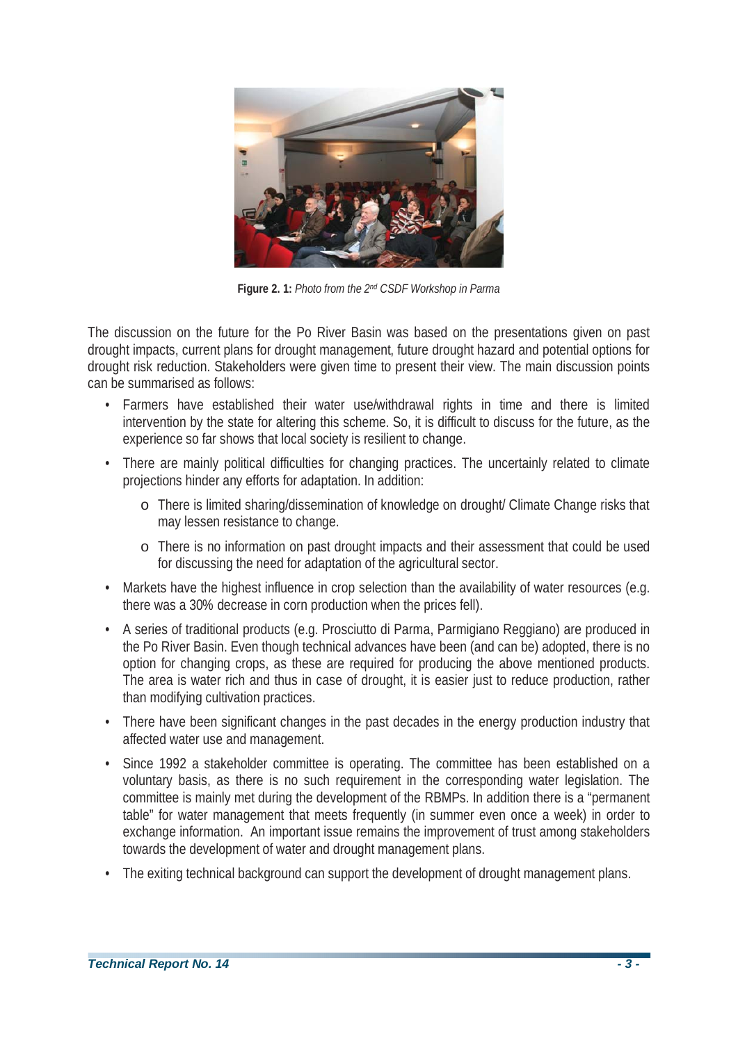**Figure 2. 1:** *Photo from the 2nd CSDF Workshop in Parma*

The discussion on the future for the Po River Basin was based on the presentations given on past drought impacts, current plans for drought management, future drought hazard and potential options for drought risk reduction. Stakeholders were given time to present their view. The main discussion points can be summarised as follows:

- Farmers have established their water use/withdrawal rights in time and there is limited intervention by the state for altering this scheme. So, it is difficult to discuss for the future, as the experience so far shows that local society is resilient to change.
- There are mainly political difficulties for changing practices. The uncertainly related to climate projections hinder any efforts for adaptation. In addition:
  - There is limited sharing/dissemination of knowledge on drought/ Climate Change risks that may lessen resistance to change.
  - There is no information on past drought impacts and their assessment that could be used for discussing the need for adaptation of the agricultural sector.
- Markets have the highest influence in crop selection than the availability of water resources (e.g. there was a 30% decrease in corn production when the prices fell).
- A series of traditional products (e.g. Prosciutto di Parma, Parmigiano Reggiano) are produced in the Po River Basin. Even though technical advances have been (and can be) adopted, there is no option for changing crops, as these are required for producing the above mentioned products. The area is water rich and thus in case of drought, it is easier just to reduce production, rather than modifying cultivation practices.
- There have been significant changes in the past decades in the energy production industry that affected water use and management.
- Since 1992 a stakeholder committee is operating. The committee has been established on a voluntary basis, as there is no such requirement in the corresponding water legislation. The committee is mainly met during the development of the RBMPs. In addition there is a "permanent table" for water management that meets frequently (in summer even once a week) in order to exchange information. An important issue remains the improvement of trust among stakeholders towards the development of water and drought management plans.
- The exiting technical background can support the development of drought management plans.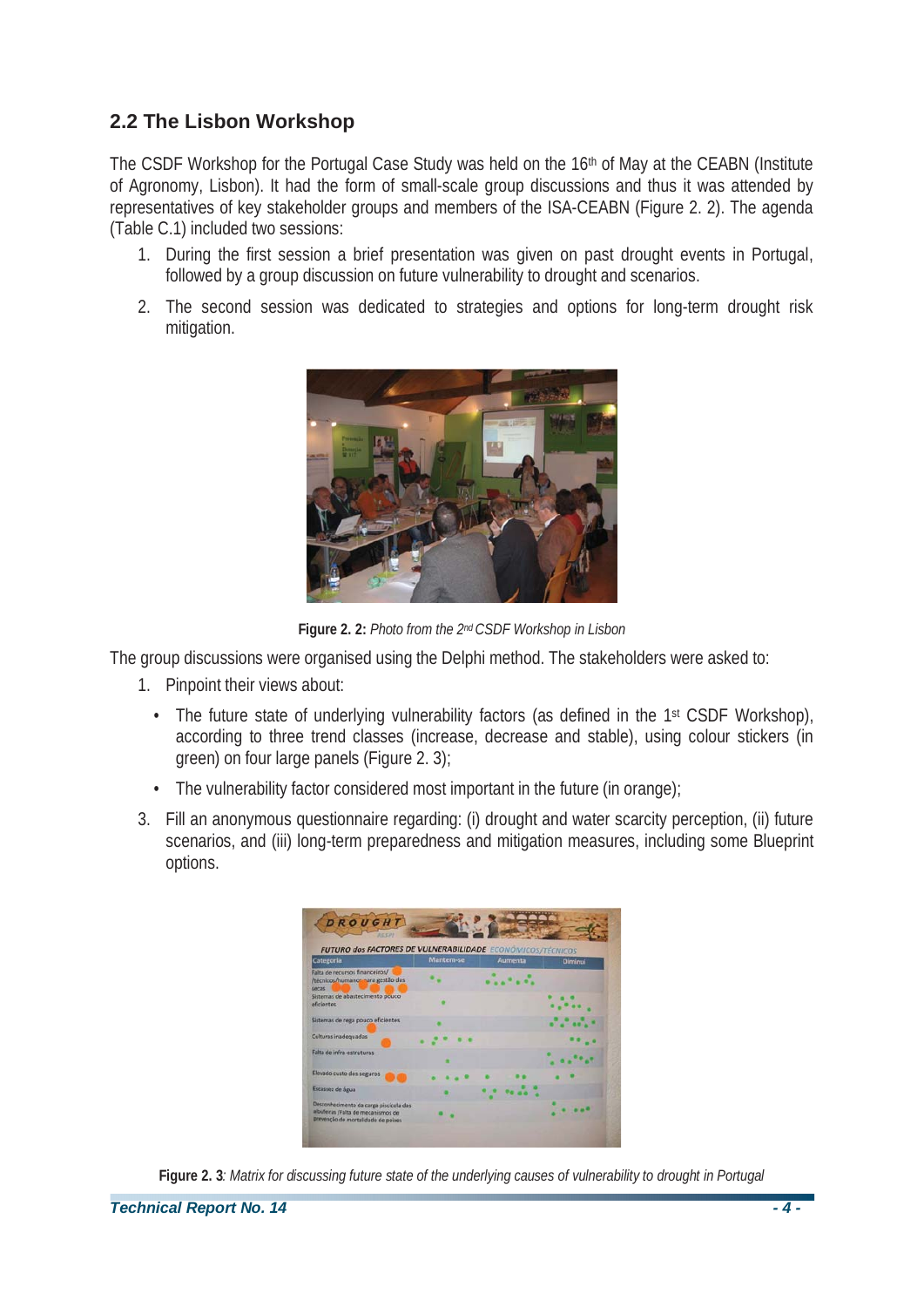## 2.2 The Lisbon Workshop

The CSDF Workshop for the Portugal Case Study was held on the 16th of May at the CEABN (Institute of Agronomy, Lisbon). It had the form of small-scale group discussions and thus it was attended by representatives of key stakeholder groups and members of the ISA-CEABN (Figure 2. 2). The agenda (Table C.1) included two sessions:

1. During the first session a brief presentation was given on past drought events in Portugal, followed by a group discussion on future vulnerability to drought and scenarios.
2. The second session was dedicated to strategies and options for long-term drought risk mitigation.

**Figure 2. 2:** *Photo from the 2nd CSDF Workshop in Lisbon*

The group discussions were organised using the Delphi method. The stakeholders were asked to:

1. Pinpoint their views about:
   - The future state of underlying vulnerability factors (as defined in the 1st CSDF Workshop), according to three trend classes (increase, decrease and stable), using colour stickers (in green) on four large panels (Figure 2. 3);
   - The vulnerability factor considered most important in the future (in orange);
3. Fill an anonymous questionnaire regarding: (i) drought and water scarcity perception, (ii) future scenarios, and (iii) long-term preparedness and mitigation measures, including some Blueprint options.

**Figure 2. 3***: Matrix for discussing future state of the underlying causes of vulnerability to drought in Portugal*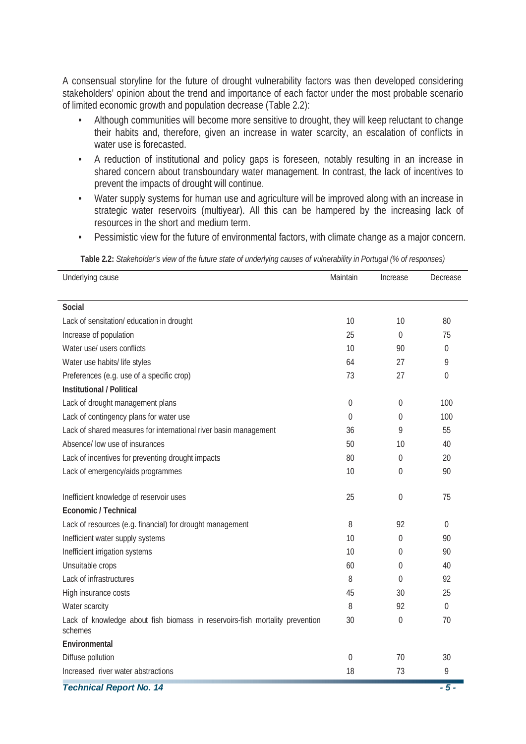A consensual storyline for the future of drought vulnerability factors was then developed considering stakeholders' opinion about the trend and importance of each factor under the most probable scenario of limited economic growth and population decrease (Table 2.2):

- Although communities will become more sensitive to drought, they will keep reluctant to change their habits and, therefore, given an increase in water scarcity, an escalation of conflicts in water use is forecasted.
- A reduction of institutional and policy gaps is foreseen, notably resulting in an increase in shared concern about transboundary water management. In contrast, the lack of incentives to prevent the impacts of drought will continue.
- Water supply systems for human use and agriculture will be improved along with an increase in strategic water reservoirs (multiyear). All this can be hampered by the increasing lack of resources in the short and medium term.
- Pessimistic view for the future of environmental factors, with climate change as a major concern.

**Table 2.2:** *Stakeholder's view of the future state of underlying causes of vulnerability in Portugal (% of responses)*

| Underlying cause | Maintain | Increase | Decrease |
|---|---|---|---|
| **Social** | | | |
| Lack of sensitation/ education in drought | 10 | 10 | 80 |
| Increase of population | 25 | 0 | 75 |
| Water use/ users conflicts | 10 | 90 | 0 |
| Water use habits/ life styles | 64 | 27 | 9 |
| Preferences (e.g. use of a specific crop) | 73 | 27 | 0 |
| **Institutional / Political** | | | |
| Lack of drought management plans | 0 | 0 | 100 |
| Lack of contingency plans for water use | 0 | 0 | 100 |
| Lack of shared measures for international river basin management | 36 | 9 | 55 |
| Absence/ low use of insurances | 50 | 10 | 40 |
| Lack of incentives for preventing drought impacts | 80 | 0 | 20 |
| Lack of emergency/aids programmes | 10 | 0 | 90 |
| Inefficient knowledge of reservoir uses | 25 | 0 | 75 |
| **Economic / Technical** | | | |
| Lack of resources (e.g. financial) for drought management | 8 | 92 | 0 |
| Inefficient water supply systems | 10 | 0 | 90 |
| Inefficient irrigation systems | 10 | 0 | 90 |
| Unsuitable crops | 60 | 0 | 40 |
| Lack of infrastructures | 8 | 0 | 92 |
| High insurance costs | 45 | 30 | 25 |
| Water scarcity | 8 | 92 | 0 |
| Lack of knowledge about fish biomass in reservoirs-fish mortality prevention schemes | 30 | 0 | 70 |
| **Environmental** | | | |
| Diffuse pollution | 0 | 70 | 30 |
| Increased river water abstractions | 18 | 73 | 9 |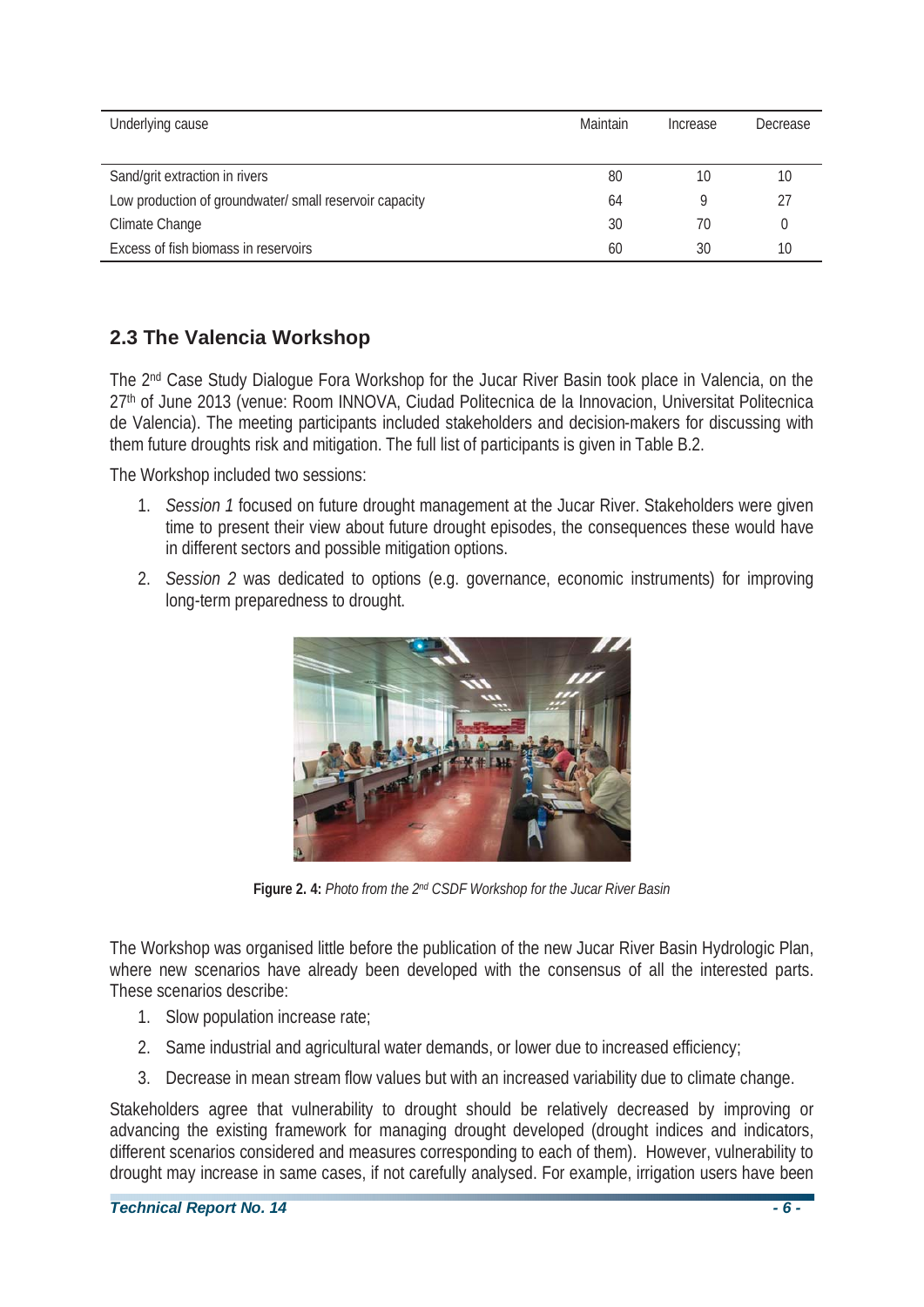| Underlying cause | Maintain | Increase | Decrease |
|---|---|---|---|
| Sand/grit extraction in rivers | 80 | 10 | 10 |
| Low production of groundwater/ small reservoir capacity | 64 | 9 | 27 |
| Climate Change | 30 | 70 | 0 |
| Excess of fish biomass in reservoirs | 60 | 30 | 10 |

## 2.3 The Valencia Workshop

The 2nd Case Study Dialogue Fora Workshop for the Jucar River Basin took place in Valencia, on the 27th of June 2013 (venue: Room INNOVA, Ciudad Politecnica de la Innovacion, Universitat Politecnica de Valencia). The meeting participants included stakeholders and decision-makers for discussing with them future droughts risk and mitigation. The full list of participants is given in Table B.2.

The Workshop included two sessions:

1. *Session 1* focused on future drought management at the Jucar River. Stakeholders were given time to present their view about future drought episodes, the consequences these would have in different sectors and possible mitigation options.
2. *Session 2* was dedicated to options (e.g. governance, economic instruments) for improving long-term preparedness to drought.

**Figure 2. 4:** *Photo from the 2nd CSDF Workshop for the Jucar River Basin*

The Workshop was organised little before the publication of the new Jucar River Basin Hydrologic Plan, where new scenarios have already been developed with the consensus of all the interested parts. These scenarios describe:

1. Slow population increase rate;
2. Same industrial and agricultural water demands, or lower due to increased efficiency;
3. Decrease in mean stream flow values but with an increased variability due to climate change.

Stakeholders agree that vulnerability to drought should be relatively decreased by improving or advancing the existing framework for managing drought developed (drought indices and indicators, different scenarios considered and measures corresponding to each of them). However, vulnerability to drought may increase in same cases, if not carefully analysed. For example, irrigation users have been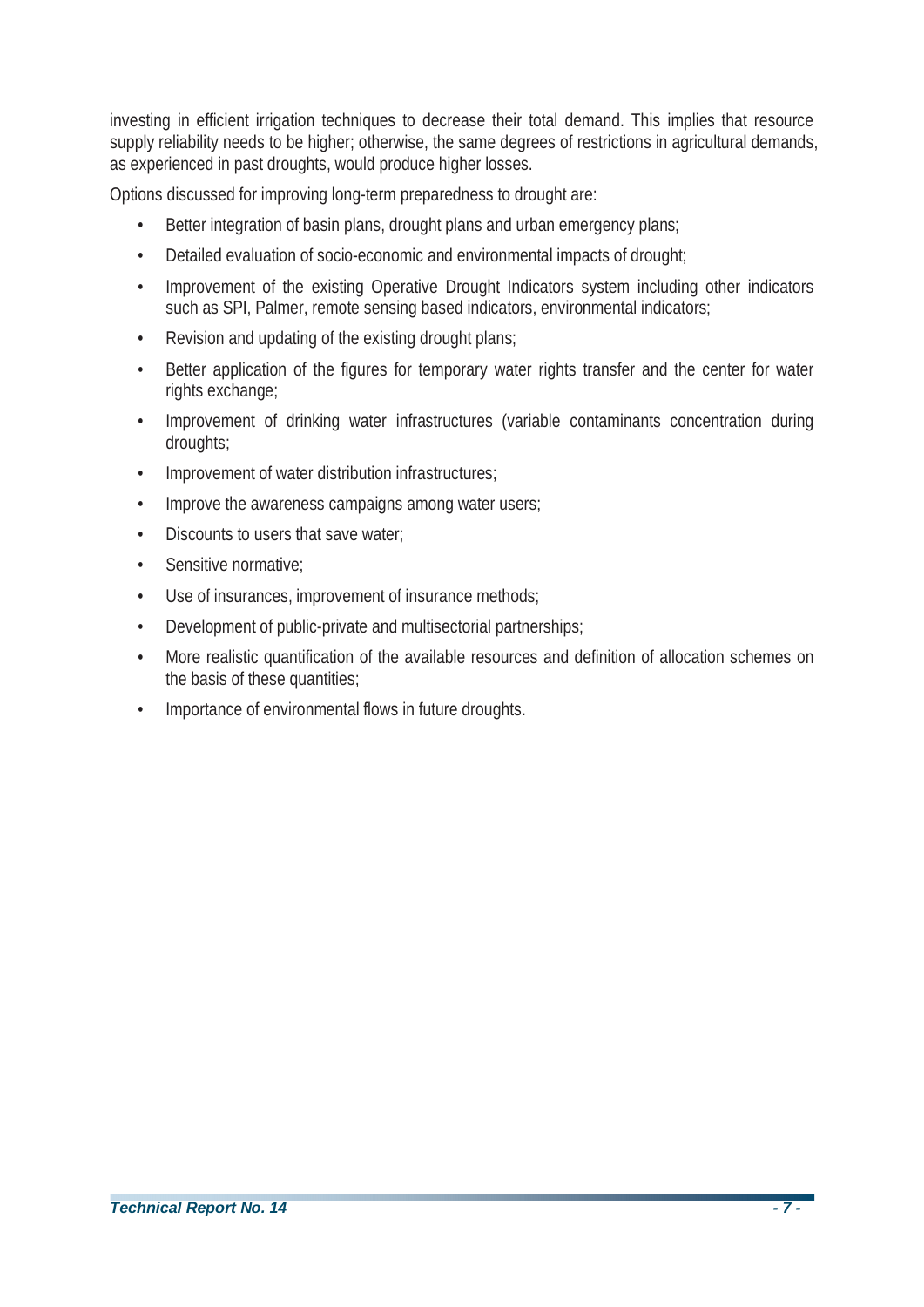investing in efficient irrigation techniques to decrease their total demand. This implies that resource supply reliability needs to be higher; otherwise, the same degrees of restrictions in agricultural demands, as experienced in past droughts, would produce higher losses.

Options discussed for improving long-term preparedness to drought are:

- Better integration of basin plans, drought plans and urban emergency plans;
- Detailed evaluation of socio-economic and environmental impacts of drought;
- Improvement of the existing Operative Drought Indicators system including other indicators such as SPI, Palmer, remote sensing based indicators, environmental indicators;
- Revision and updating of the existing drought plans;
- Better application of the figures for temporary water rights transfer and the center for water rights exchange;
- Improvement of drinking water infrastructures (variable contaminants concentration during droughts;
- Improvement of water distribution infrastructures;
- Improve the awareness campaigns among water users;
- Discounts to users that save water;
- Sensitive normative;
- Use of insurances, improvement of insurance methods;
- Development of public-private and multisectorial partnerships;
- More realistic quantification of the available resources and definition of allocation schemes on the basis of these quantities;
- Importance of environmental flows in future droughts.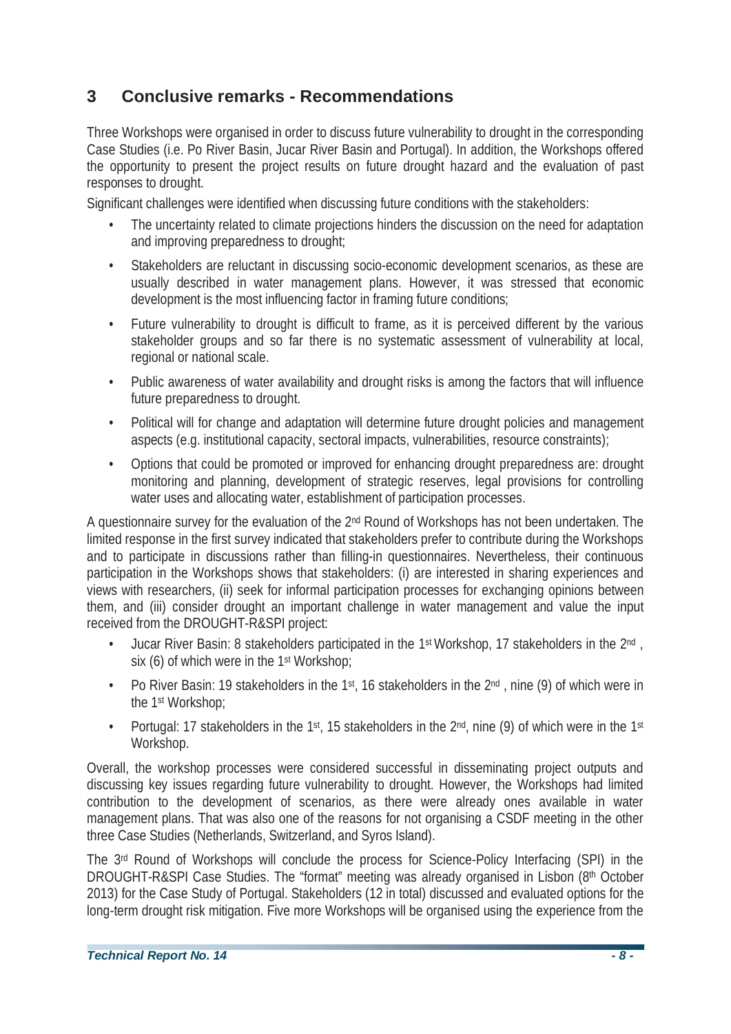## 3 Conclusive remarks - Recommendations

Three Workshops were organised in order to discuss future vulnerability to drought in the corresponding Case Studies (i.e. Po River Basin, Jucar River Basin and Portugal). In addition, the Workshops offered the opportunity to present the project results on future drought hazard and the evaluation of past responses to drought.

Significant challenges were identified when discussing future conditions with the stakeholders:

- The uncertainty related to climate projections hinders the discussion on the need for adaptation and improving preparedness to drought;
- Stakeholders are reluctant in discussing socio-economic development scenarios, as these are usually described in water management plans. However, it was stressed that economic development is the most influencing factor in framing future conditions;
- Future vulnerability to drought is difficult to frame, as it is perceived different by the various stakeholder groups and so far there is no systematic assessment of vulnerability at local, regional or national scale.
- Public awareness of water availability and drought risks is among the factors that will influence future preparedness to drought.
- Political will for change and adaptation will determine future drought policies and management aspects (e.g. institutional capacity, sectoral impacts, vulnerabilities, resource constraints);
- Options that could be promoted or improved for enhancing drought preparedness are: drought monitoring and planning, development of strategic reserves, legal provisions for controlling water uses and allocating water, establishment of participation processes.

A questionnaire survey for the evaluation of the 2nd Round of Workshops has not been undertaken. The limited response in the first survey indicated that stakeholders prefer to contribute during the Workshops and to participate in discussions rather than filling-in questionnaires. Nevertheless, their continuous participation in the Workshops shows that stakeholders: (i) are interested in sharing experiences and views with researchers, (ii) seek for informal participation processes for exchanging opinions between them, and (iii) consider drought an important challenge in water management and value the input received from the DROUGHT-R&SPI project:

- Jucar River Basin: 8 stakeholders participated in the 1st Workshop, 17 stakeholders in the 2nd , six (6) of which were in the 1st Workshop;
- Po River Basin: 19 stakeholders in the 1st, 16 stakeholders in the 2nd , nine (9) of which were in the 1st Workshop;
- Portugal: 17 stakeholders in the 1st, 15 stakeholders in the 2nd, nine (9) of which were in the 1st Workshop.

Overall, the workshop processes were considered successful in disseminating project outputs and discussing key issues regarding future vulnerability to drought. However, the Workshops had limited contribution to the development of scenarios, as there were already ones available in water management plans. That was also one of the reasons for not organising a CSDF meeting in the other three Case Studies (Netherlands, Switzerland, and Syros Island).

The 3rd Round of Workshops will conclude the process for Science-Policy Interfacing (SPI) in the DROUGHT-R&SPI Case Studies. The "format" meeting was already organised in Lisbon (8th October 2013) for the Case Study of Portugal. Stakeholders (12 in total) discussed and evaluated options for the long-term drought risk mitigation. Five more Workshops will be organised using the experience from the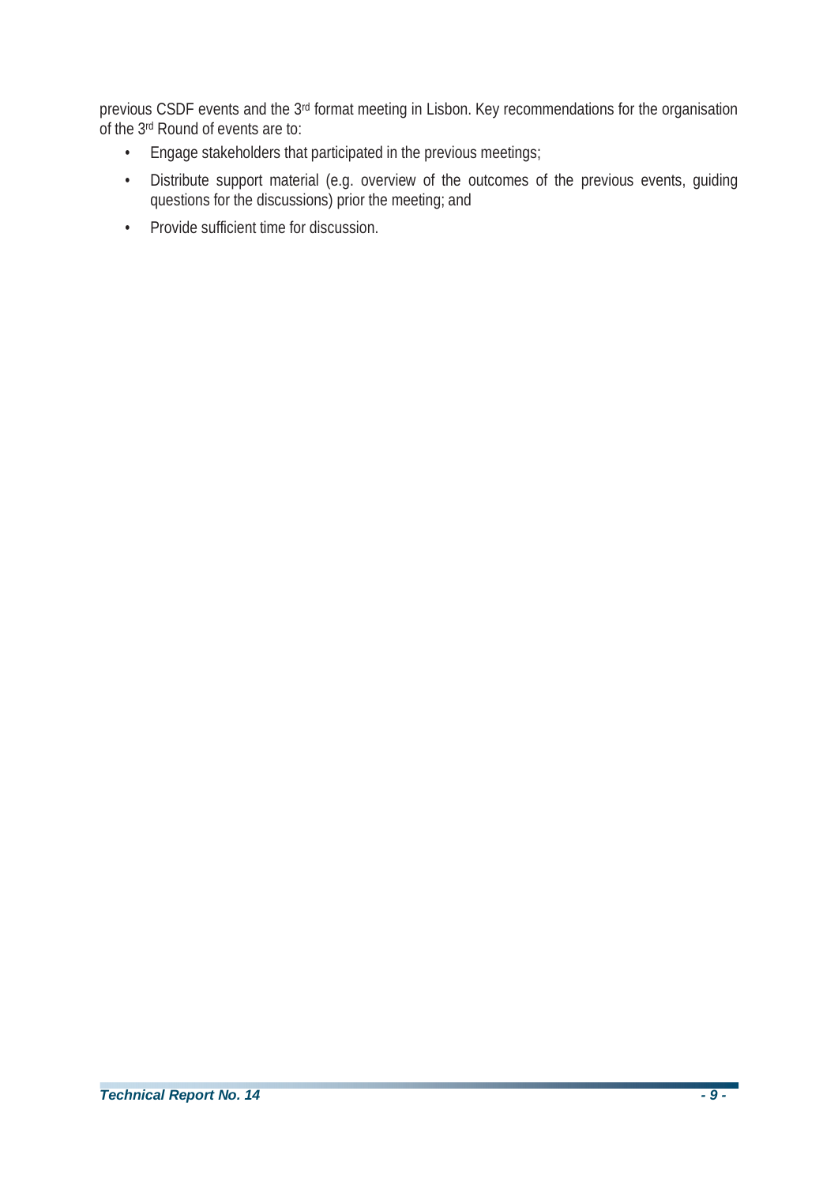previous CSDF events and the 3rd format meeting in Lisbon. Key recommendations for the organisation of the 3rd Round of events are to:

- Engage stakeholders that participated in the previous meetings;
- Distribute support material (e.g. overview of the outcomes of the previous events, guiding questions for the discussions) prior the meeting; and
- Provide sufficient time for discussion.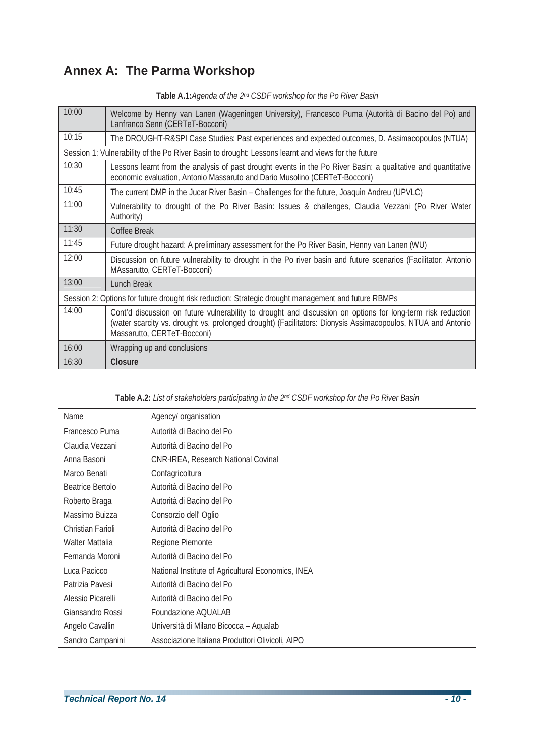# Annex A: The Parma Workshop

**Table A.1:** *Agenda of the 2nd CSDF workshop for the Po River Basin*

| | |
|---|---|
| 10:00 | Welcome by Henny van Lanen (Wageningen University), Francesco Puma (Autorità di Bacino del Po) and Lanfranco Senn (CERTeT-Bocconi) |
| 10:15 | The DROUGHT-R&SPI Case Studies: Past experiences and expected outcomes, D. Assimacopoulos (NTUA) |
| Session 1: Vulnerability of the Po River Basin to drought: Lessons learnt and views for the future | |
| 10:30 | Lessons learnt from the analysis of past drought events in the Po River Basin: a qualitative and quantitative economic evaluation, Antonio Massaruto and Dario Musolino (CERTeT-Bocconi) |
| 10:45 | The current DMP in the Jucar River Basin – Challenges for the future, Joaquin Andreu (UPVLC) |
| 11:00 | Vulnerability to drought of the Po River Basin: Issues & challenges, Claudia Vezzani (Po River Water Authority) |
| 11:30 | Coffee Break |
| 11:45 | Future drought hazard: A preliminary assessment for the Po River Basin, Henny van Lanen (WU) |
| 12:00 | Discussion on future vulnerability to drought in the Po river basin and future scenarios (Facilitator: Antonio MAssarutto, CERTeT-Bocconi) |
| 13:00 | Lunch Break |
| Session 2: Options for future drought risk reduction: Strategic drought management and future RBMPs | |
| 14:00 | Cont'd discussion on future vulnerability to drought and discussion on options for long-term risk reduction (water scarcity vs. drought vs. prolonged drought) (Facilitators: Dionysis Assimacopoulos, NTUA and Antonio Massarutto, CERTeT-Bocconi) |
| 16:00 | Wrapping up and conclusions |
| 16:30 | **Closure** |

**Table A.2:** *List of stakeholders participating in the 2nd CSDF workshop for the Po River Basin*

| Name | Agency/ organisation |
|---|---|
| Francesco Puma | Autorità di Bacino del Po |
| Claudia Vezzani | Autorità di Bacino del Po |
| Anna Basoni | CNR-IREA, Research National Covinal |
| Marco Benati | Confagricoltura |
| Beatrice Bertolo | Autorità di Bacino del Po |
| Roberto Braga | Autorità di Bacino del Po |
| Massimo Buizza | Consorzio dell' Oglio |
| Christian Farioli | Autorità di Bacino del Po |
| Walter Mattalia | Regione Piemonte |
| Fernanda Moroni | Autorità di Bacino del Po |
| Luca Pacicco | National Institute of Agricultural Economics, INEA |
| Patrizia Pavesi | Autorità di Bacino del Po |
| Alessio Picarelli | Autorità di Bacino del Po |
| Giansandro Rossi | Foundazione AQUALAB |
| Angelo Cavallin | Università di Milano Bicocca – Aqualab |
| Sandro Campanini | Associazione Italiana Produttori Olivicoli, AIPO |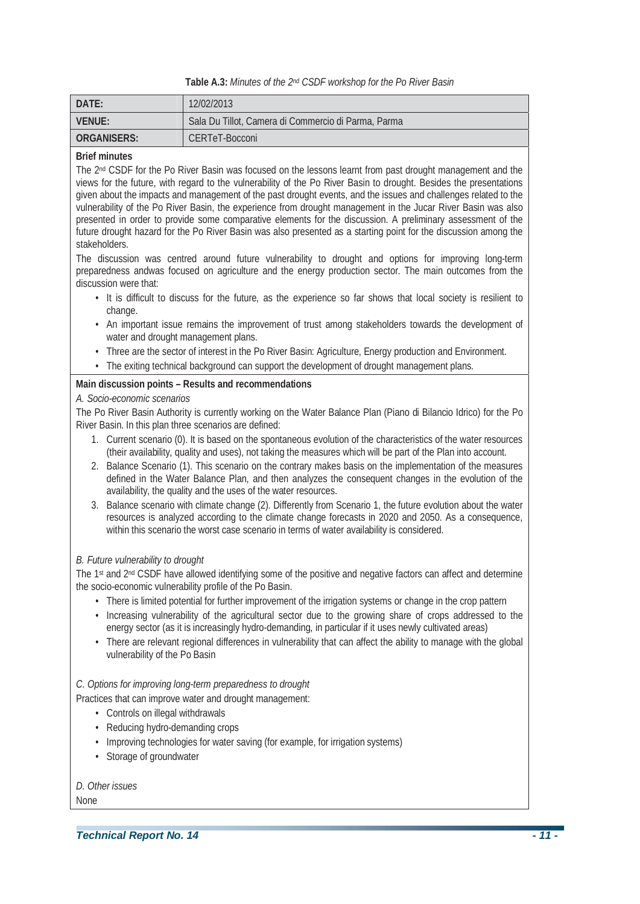**Table A.3:** *Minutes of the 2nd CSDF workshop for the Po River Basin*

| | |
|---|---|
| **DATE:** | 12/02/2013 |
| **VENUE:** | Sala Du Tillot, Camera di Commercio di Parma, Parma |
| **ORGANISERS:** | CERTeT-Bocconi |

**Brief minutes**

The 2nd CSDF for the Po River Basin was focused on the lessons learnt from past drought management and the views for the future, with regard to the vulnerability of the Po River Basin to drought. Besides the presentations given about the impacts and management of the past drought events, and the issues and challenges related to the vulnerability of the Po River Basin, the experience from drought management in the Jucar River Basin was also presented in order to provide some comparative elements for the discussion. A preliminary assessment of the future drought hazard for the Po River Basin was also presented as a starting point for the discussion among the stakeholders.

The discussion was centred around future vulnerability to drought and options for improving long-term preparedness andwas focused on agriculture and the energy production sector. The main outcomes from the discussion were that:

- It is difficult to discuss for the future, as the experience so far shows that local society is resilient to change.
- An important issue remains the improvement of trust among stakeholders towards the development of water and drought management plans.
- Three are the sector of interest in the Po River Basin: Agriculture, Energy production and Environment.
- The exiting technical background can support the development of drought management plans.

**Main discussion points – Results and recommendations**

*A. Socio-economic scenarios*

The Po River Basin Authority is currently working on the Water Balance Plan (Piano di Bilancio Idrico) for the Po River Basin. In this plan three scenarios are defined:

1. Current scenario (0). It is based on the spontaneous evolution of the characteristics of the water resources (their availability, quality and uses), not taking the measures which will be part of the Plan into account.
2. Balance Scenario (1). This scenario on the contrary makes basis on the implementation of the measures defined in the Water Balance Plan, and then analyzes the consequent changes in the evolution of the availability, the quality and the uses of the water resources.
3. Balance scenario with climate change (2). Differently from Scenario 1, the future evolution about the water resources is analyzed according to the climate change forecasts in 2020 and 2050. As a consequence, within this scenario the worst case scenario in terms of water availability is considered.

*B. Future vulnerability to drought*

The 1st and 2nd CSDF have allowed identifying some of the positive and negative factors can affect and determine the socio-economic vulnerability profile of the Po Basin.

- There is limited potential for further improvement of the irrigation systems or change in the crop pattern
- Increasing vulnerability of the agricultural sector due to the growing share of crops addressed to the energy sector (as it is increasingly hydro-demanding, in particular if it uses newly cultivated areas)
- There are relevant regional differences in vulnerability that can affect the ability to manage with the global vulnerability of the Po Basin

*C. Options for improving long-term preparedness to drought*

Practices that can improve water and drought management:

- Controls on illegal withdrawals
- Reducing hydro-demanding crops
- Improving technologies for water saving (for example, for irrigation systems)
- Storage of groundwater

*D. Other issues*

None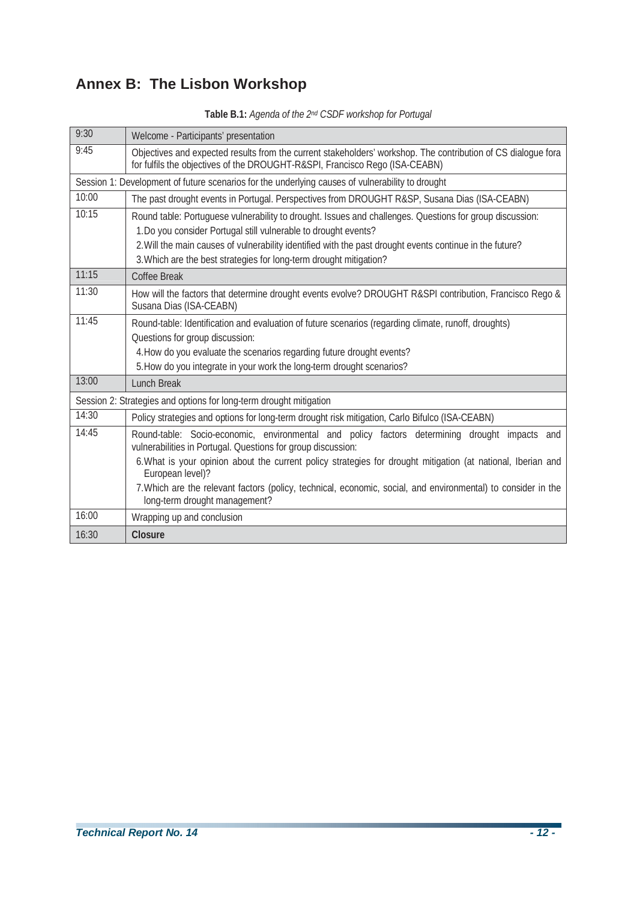# Annex B: The Lisbon Workshop

**Table B.1:** *Agenda of the 2nd CSDF workshop for Portugal*

| Time | Activity |
|---|---|
| 9:30 | Welcome - Participants' presentation |
| 9:45 | Objectives and expected results from the current stakeholders' workshop. The contribution of CS dialogue fora for fulfils the objectives of the DROUGHT-R&SPI, Francisco Rego (ISA-CEABN) |
| Session 1: Development of future scenarios for the underlying causes of vulnerability to drought | |
| 10:00 | The past drought events in Portugal. Perspectives from DROUGHT R&SP, Susana Dias (ISA-CEABN) |
| 10:15 | Round table: Portuguese vulnerability to drought. Issues and challenges. Questions for group discussion:<br>1. Do you consider Portugal still vulnerable to drought events?<br>2. Will the main causes of vulnerability identified with the past drought events continue in the future?<br>3. Which are the best strategies for long-term drought mitigation? |
| 11:15 | Coffee Break |
| 11:30 | How will the factors that determine drought events evolve? DROUGHT R&SPI contribution, Francisco Rego & Susana Dias (ISA-CEABN) |
| 11:45 | Round-table: Identification and evaluation of future scenarios (regarding climate, runoff, droughts)<br>Questions for group discussion:<br>4. How do you evaluate the scenarios regarding future drought events?<br>5. How do you integrate in your work the long-term drought scenarios? |
| 13:00 | Lunch Break |
| Session 2: Strategies and options for long-term drought mitigation | |
| 14:30 | Policy strategies and options for long-term drought risk mitigation, Carlo Bifulco (ISA-CEABN) |
| 14:45 | Round-table: Socio-economic, environmental and policy factors determining drought impacts and vulnerabilities in Portugal. Questions for group discussion:<br>6. What is your opinion about the current policy strategies for drought mitigation (at national, Iberian and European level)?<br>7. Which are the relevant factors (policy, technical, economic, social, and environmental) to consider in the long-term drought management? |
| 16:00 | Wrapping up and conclusion |
| 16:30 | **Closure** |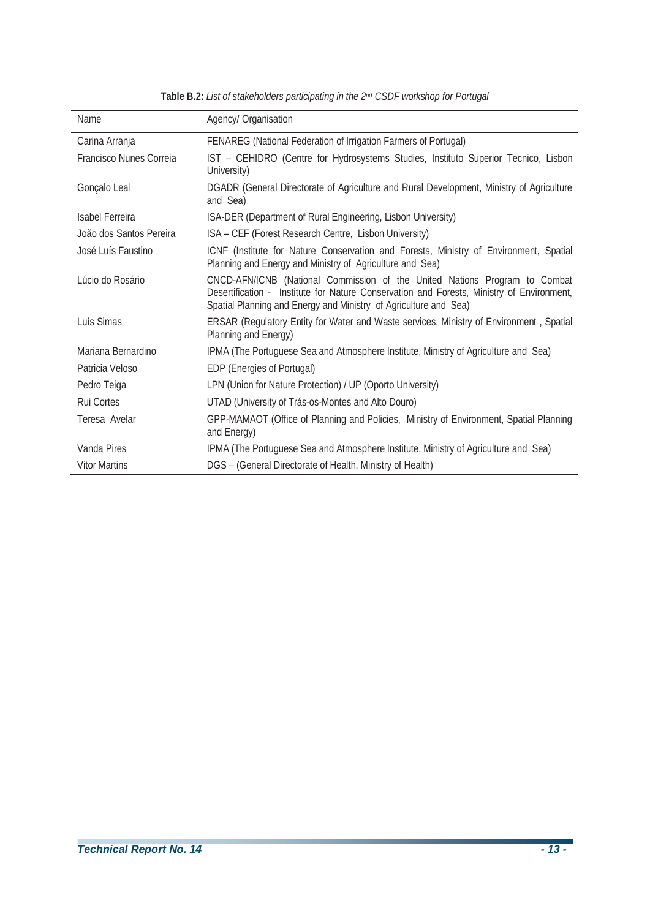**Table B.2:** *List of stakeholders participating in the 2nd CSDF workshop for Portugal*

| Name | Agency/ Organisation |
|---|---|
| Carina Arranja | FENAREG (National Federation of Irrigation Farmers of Portugal) |
| Francisco Nunes Correia | IST – CEHIDRO (Centre for Hydrosystems Studies, Instituto Superior Tecnico, Lisbon University) |
| Gonçalo Leal | DGADR (General Directorate of Agriculture and Rural Development, Ministry of Agriculture and Sea) |
| Isabel Ferreira | ISA-DER (Department of Rural Engineering, Lisbon University) |
| João dos Santos Pereira | ISA – CEF (Forest Research Centre, Lisbon University) |
| José Luís Faustino | ICNF (Institute for Nature Conservation and Forests, Ministry of Environment, Spatial Planning and Energy and Ministry of Agriculture and Sea) |
| Lúcio do Rosário | CNCD-AFN/ICNB (National Commission of the United Nations Program to Combat Desertification - Institute for Nature Conservation and Forests, Ministry of Environment, Spatial Planning and Energy and Ministry of Agriculture and Sea) |
| Luís Simas | ERSAR (Regulatory Entity for Water and Waste services, Ministry of Environment , Spatial Planning and Energy) |
| Mariana Bernardino | IPMA (The Portuguese Sea and Atmosphere Institute, Ministry of Agriculture and Sea) |
| Patricia Veloso | EDP (Energies of Portugal) |
| Pedro Teiga | LPN (Union for Nature Protection) / UP (Oporto University) |
| Rui Cortes | UTAD (University of Trás-os-Montes and Alto Douro) |
| Teresa Avelar | GPP-MAMAOT (Office of Planning and Policies, Ministry of Environment, Spatial Planning and Energy) |
| Vanda Pires | IPMA (The Portuguese Sea and Atmosphere Institute, Ministry of Agriculture and Sea) |
| Vitor Martins | DGS – (General Directorate of Health, Ministry of Health) |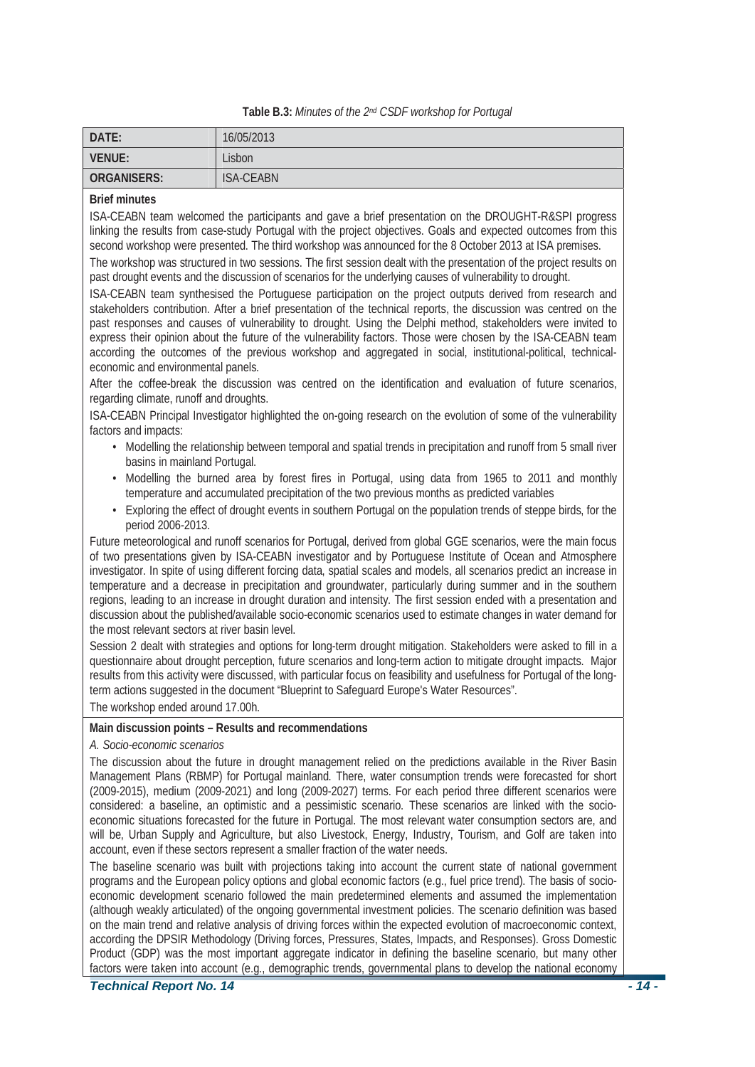**Table B.3:** *Minutes of the 2nd CSDF workshop for Portugal*

| | |
|---|---|
| **DATE:** | 16/05/2013 |
| **VENUE:** | Lisbon |
| **ORGANISERS:** | ISA-CEABN |

**Brief minutes**

ISA-CEABN team welcomed the participants and gave a brief presentation on the DROUGHT-R&SPI progress linking the results from case-study Portugal with the project objectives. Goals and expected outcomes from this second workshop were presented. The third workshop was announced for the 8 October 2013 at ISA premises.

The workshop was structured in two sessions. The first session dealt with the presentation of the project results on past drought events and the discussion of scenarios for the underlying causes of vulnerability to drought.

ISA-CEABN team synthesised the Portuguese participation on the project outputs derived from research and stakeholders contribution. After a brief presentation of the technical reports, the discussion was centred on the past responses and causes of vulnerability to drought. Using the Delphi method, stakeholders were invited to express their opinion about the future of the vulnerability factors. Those were chosen by the ISA-CEABN team according the outcomes of the previous workshop and aggregated in social, institutional-political, technical-economic and environmental panels.

After the coffee-break the discussion was centred on the identification and evaluation of future scenarios, regarding climate, runoff and droughts.

ISA-CEABN Principal Investigator highlighted the on-going research on the evolution of some of the vulnerability factors and impacts:

- Modelling the relationship between temporal and spatial trends in precipitation and runoff from 5 small river basins in mainland Portugal.
- Modelling the burned area by forest fires in Portugal, using data from 1965 to 2011 and monthly temperature and accumulated precipitation of the two previous months as predicted variables
- Exploring the effect of drought events in southern Portugal on the population trends of steppe birds, for the period 2006-2013.

Future meteorological and runoff scenarios for Portugal, derived from global GGE scenarios, were the main focus of two presentations given by ISA-CEABN investigator and by Portuguese Institute of Ocean and Atmosphere investigator. In spite of using different forcing data, spatial scales and models, all scenarios predict an increase in temperature and a decrease in precipitation and groundwater, particularly during summer and in the southern regions, leading to an increase in drought duration and intensity. The first session ended with a presentation and discussion about the published/available socio-economic scenarios used to estimate changes in water demand for the most relevant sectors at river basin level.

Session 2 dealt with strategies and options for long-term drought mitigation. Stakeholders were asked to fill in a questionnaire about drought perception, future scenarios and long-term action to mitigate drought impacts. Major results from this activity were discussed, with particular focus on feasibility and usefulness for Portugal of the long-term actions suggested in the document "Blueprint to Safeguard Europe's Water Resources".

The workshop ended around 17.00h.

**Main discussion points – Results and recommendations**

*A. Socio-economic scenarios*

The discussion about the future in drought management relied on the predictions available in the River Basin Management Plans (RBMP) for Portugal mainland. There, water consumption trends were forecasted for short (2009-2015), medium (2009-2021) and long (2009-2027) terms. For each period three different scenarios were considered: a baseline, an optimistic and a pessimistic scenario. These scenarios are linked with the socio-economic situations forecasted for the future in Portugal. The most relevant water consumption sectors are, and will be, Urban Supply and Agriculture, but also Livestock, Energy, Industry, Tourism, and Golf are taken into account, even if these sectors represent a smaller fraction of the water needs.

The baseline scenario was built with projections taking into account the current state of national government programs and the European policy options and global economic factors (e.g., fuel price trend). The basis of socio-economic development scenario followed the main predetermined elements and assumed the implementation (although weakly articulated) of the ongoing governmental investment policies. The scenario definition was based on the main trend and relative analysis of driving forces within the expected evolution of macroeconomic context, according the DPSIR Methodology (Driving forces, Pressures, States, Impacts, and Responses). Gross Domestic Product (GDP) was the most important aggregate indicator in defining the baseline scenario, but many other factors were taken into account (e.g., demographic trends, governmental plans to develop the national economy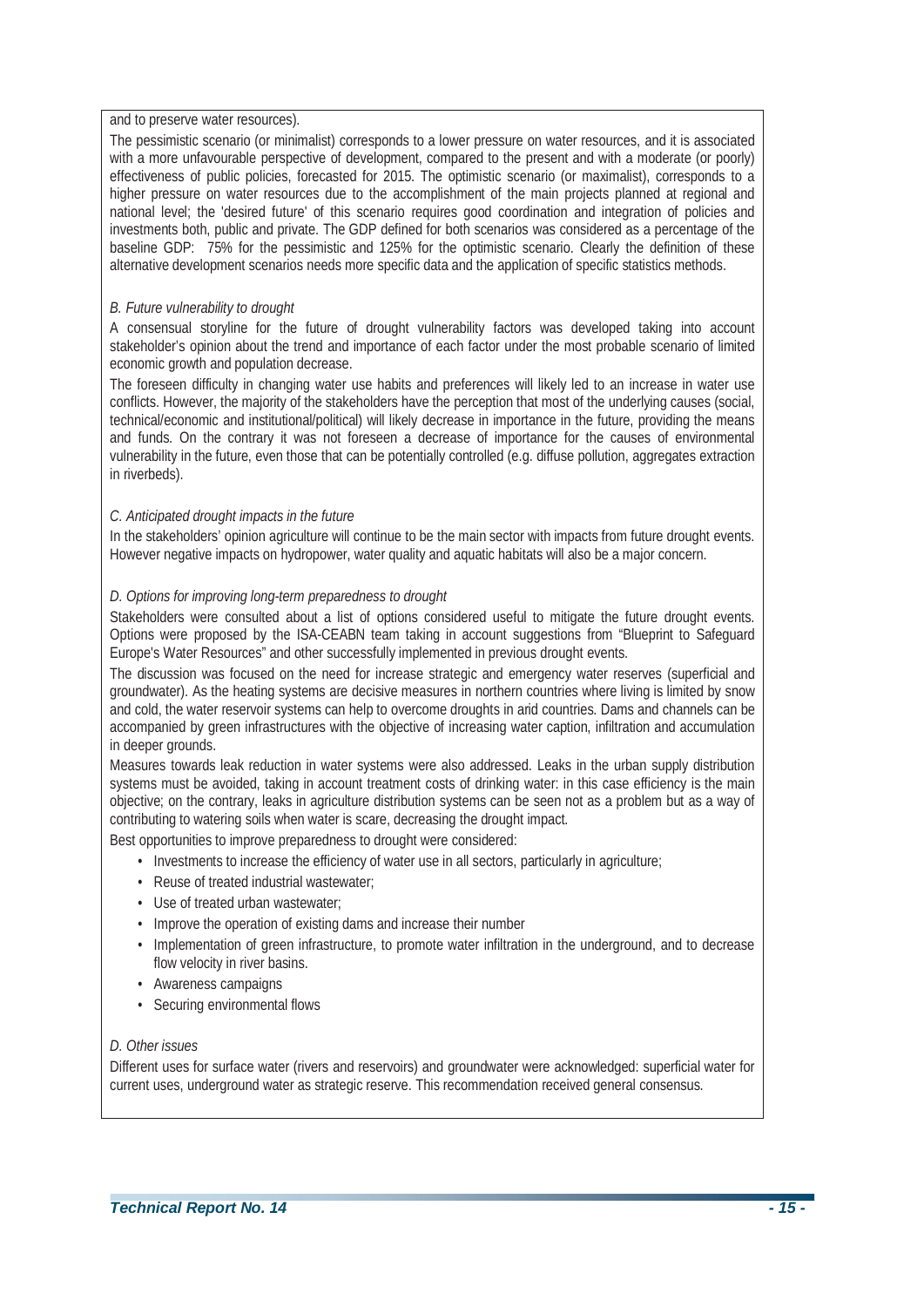and to preserve water resources).

The pessimistic scenario (or minimalist) corresponds to a lower pressure on water resources, and it is associated with a more unfavourable perspective of development, compared to the present and with a moderate (or poorly) effectiveness of public policies, forecasted for 2015. The optimistic scenario (or maximalist), corresponds to a higher pressure on water resources due to the accomplishment of the main projects planned at regional and national level; the 'desired future' of this scenario requires good coordination and integration of policies and investments both, public and private. The GDP defined for both scenarios was considered as a percentage of the baseline GDP: 75% for the pessimistic and 125% for the optimistic scenario. Clearly the definition of these alternative development scenarios needs more specific data and the application of specific statistics methods.

*B. Future vulnerability to drought*

A consensual storyline for the future of drought vulnerability factors was developed taking into account stakeholder's opinion about the trend and importance of each factor under the most probable scenario of limited economic growth and population decrease.

The foreseen difficulty in changing water use habits and preferences will likely led to an increase in water use conflicts. However, the majority of the stakeholders have the perception that most of the underlying causes (social, technical/economic and institutional/political) will likely decrease in importance in the future, providing the means and funds. On the contrary it was not foreseen a decrease of importance for the causes of environmental vulnerability in the future, even those that can be potentially controlled (e.g. diffuse pollution, aggregates extraction in riverbeds).

*C. Anticipated drought impacts in the future*

In the stakeholders' opinion agriculture will continue to be the main sector with impacts from future drought events. However negative impacts on hydropower, water quality and aquatic habitats will also be a major concern.

*D. Options for improving long-term preparedness to drought*

Stakeholders were consulted about a list of options considered useful to mitigate the future drought events. Options were proposed by the ISA-CEABN team taking in account suggestions from "Blueprint to Safeguard Europe's Water Resources" and other successfully implemented in previous drought events.

The discussion was focused on the need for increase strategic and emergency water reserves (superficial and groundwater). As the heating systems are decisive measures in northern countries where living is limited by snow and cold, the water reservoir systems can help to overcome droughts in arid countries. Dams and channels can be accompanied by green infrastructures with the objective of increasing water caption, infiltration and accumulation in deeper grounds.

Measures towards leak reduction in water systems were also addressed. Leaks in the urban supply distribution systems must be avoided, taking in account treatment costs of drinking water: in this case efficiency is the main objective; on the contrary, leaks in agriculture distribution systems can be seen not as a problem but as a way of contributing to watering soils when water is scare, decreasing the drought impact.

Best opportunities to improve preparedness to drought were considered:

- Investments to increase the efficiency of water use in all sectors, particularly in agriculture;
- Reuse of treated industrial wastewater;
- Use of treated urban wastewater;
- Improve the operation of existing dams and increase their number
- Implementation of green infrastructure, to promote water infiltration in the underground, and to decrease flow velocity in river basins.
- Awareness campaigns
- Securing environmental flows

*D. Other issues*

Different uses for surface water (rivers and reservoirs) and groundwater were acknowledged: superficial water for current uses, underground water as strategic reserve. This recommendation received general consensus.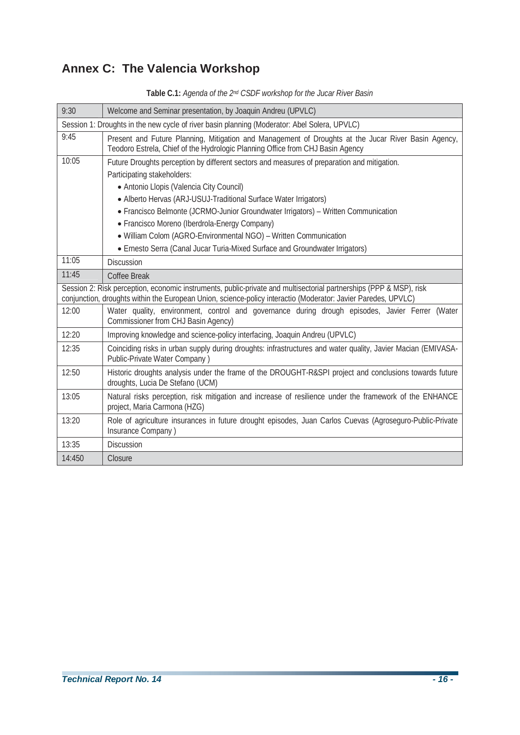# Annex C: The Valencia Workshop

**Table C.1:** *Agenda of the 2nd CSDF workshop for the Jucar River Basin*

| | |
|---|---|
| 9:30 | Welcome and Seminar presentation, by Joaquin Andreu (UPVLC) |
| Session 1: Droughts in the new cycle of river basin planning (Moderator: Abel Solera, UPVLC) | |
| 9:45 | Present and Future Planning, Mitigation and Management of Droughts at the Jucar River Basin Agency, Teodoro Estrela, Chief of the Hydrologic Planning Office from CHJ Basin Agency |
| 10:05 | Future Droughts perception by different sectors and measures of preparation and mitigation.<br>Participating stakeholders:<br>• Antonio Llopis (Valencia City Council)<br>• Alberto Hervas (ARJ-USUJ-Traditional Surface Water Irrigators)<br>• Francisco Belmonte (JCRMO-Junior Groundwater Irrigators) – Written Communication<br>• Francisco Moreno (Iberdrola-Energy Company)<br>• William Colom (AGRO-Environmental NGO) – Written Communication<br>• Ernesto Serra (Canal Jucar Turia-Mixed Surface and Groundwater Irrigators) |
| 11:05 | Discussion |
| 11:45 | Coffee Break |
| Session 2: Risk perception, economic instruments, public-private and multisectorial partnerships (PPP & MSP), risk conjunction, droughts within the European Union, science-policy interactio (Moderator: Javier Paredes, UPVLC) | |
| 12:00 | Water quality, environment, control and governance during drough episodes, Javier Ferrer (Water Commissioner from CHJ Basin Agency) |
| 12:20 | Improving knowledge and science-policy interfacing, Joaquin Andreu (UPVLC) |
| 12:35 | Coinciding risks in urban supply during droughts: infrastructures and water quality, Javier Macian (EMIVASA-Public-Private Water Company ) |
| 12:50 | Historic droughts analysis under the frame of the DROUGHT-R&SPI project and conclusions towards future droughts, Lucia De Stefano (UCM) |
| 13:05 | Natural risks perception, risk mitigation and increase of resilience under the framework of the ENHANCE project, Maria Carmona (HZG) |
| 13:20 | Role of agriculture insurances in future drought episodes, Juan Carlos Cuevas (Agroseguro-Public-Private Insurance Company ) |
| 13:35 | Discussion |
| 14:450 | Closure |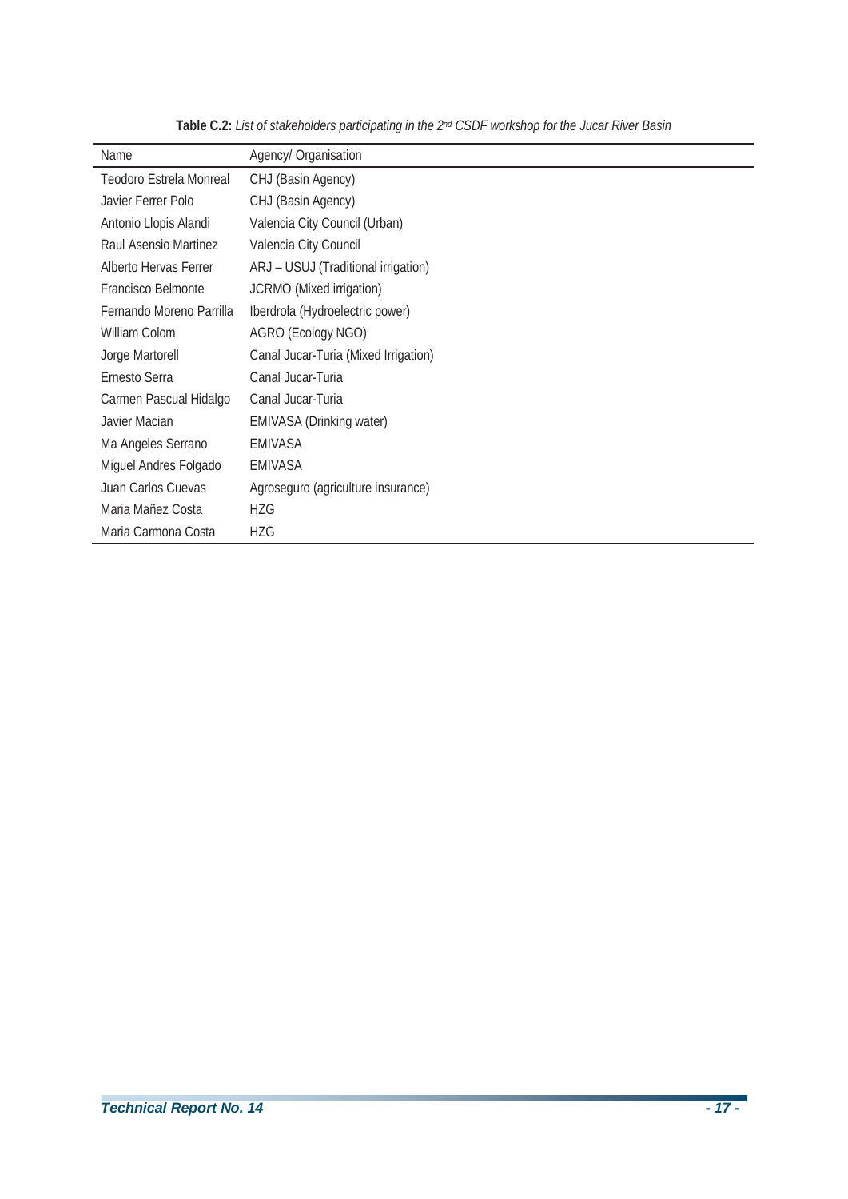**Table C.2:** *List of stakeholders participating in the 2nd CSDF workshop for the Jucar River Basin*

| Name | Agency/ Organisation |
|---|---|
| Teodoro Estrela Monreal | CHJ (Basin Agency) |
| Javier Ferrer Polo | CHJ (Basin Agency) |
| Antonio Llopis Alandi | Valencia City Council (Urban) |
| Raul Asensio Martinez | Valencia City Council |
| Alberto Hervas Ferrer | ARJ – USUJ (Traditional irrigation) |
| Francisco Belmonte | JCRMO (Mixed irrigation) |
| Fernando Moreno Parrilla | Iberdrola (Hydroelectric power) |
| William Colom | AGRO (Ecology NGO) |
| Jorge Martorell | Canal Jucar-Turia (Mixed Irrigation) |
| Ernesto Serra | Canal Jucar-Turia |
| Carmen Pascual Hidalgo | Canal Jucar-Turia |
| Javier Macian | EMIVASA (Drinking water) |
| Ma Angeles Serrano | EMIVASA |
| Miguel Andres Folgado | EMIVASA |
| Juan Carlos Cuevas | Agroseguro (agriculture insurance) |
| Maria Mañez Costa | HZG |
| Maria Carmona Costa | HZG |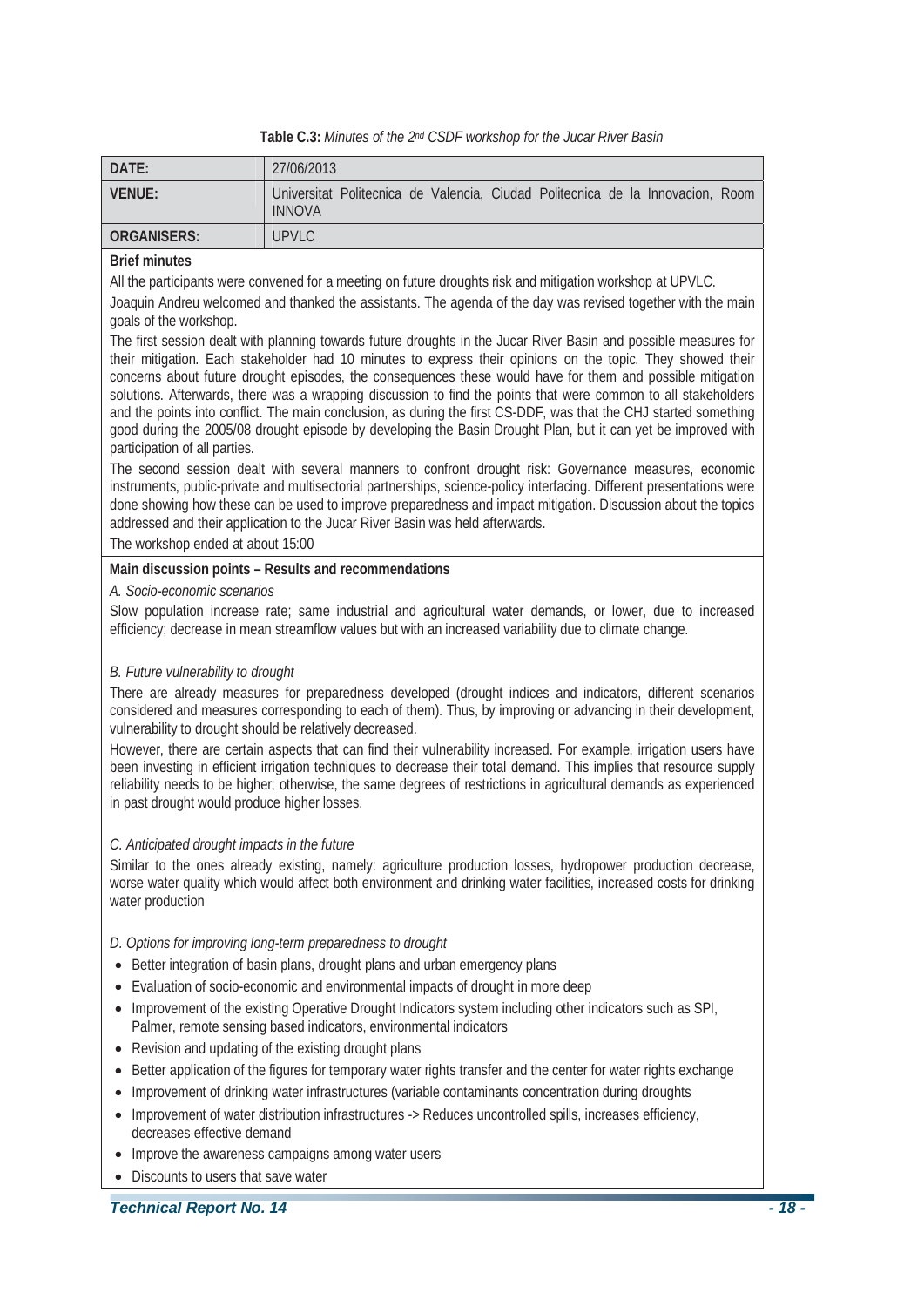**Table C.3:** *Minutes of the 2nd CSDF workshop for the Jucar River Basin*

| | |
|---|---|
| **DATE:** | 27/06/2013 |
| **VENUE:** | Universitat Politecnica de Valencia, Ciudad Politecnica de la Innovacion, Room INNOVA |
| **ORGANISERS:** | UPVLC |

**Brief minutes**

All the participants were convened for a meeting on future droughts risk and mitigation workshop at UPVLC.

Joaquin Andreu welcomed and thanked the assistants. The agenda of the day was revised together with the main goals of the workshop.

The first session dealt with planning towards future droughts in the Jucar River Basin and possible measures for their mitigation. Each stakeholder had 10 minutes to express their opinions on the topic. They showed their concerns about future drought episodes, the consequences these would have for them and possible mitigation solutions. Afterwards, there was a wrapping discussion to find the points that were common to all stakeholders and the points into conflict. The main conclusion, as during the first CS-DDF, was that the CHJ started something good during the 2005/08 drought episode by developing the Basin Drought Plan, but it can yet be improved with participation of all parties.

The second session dealt with several manners to confront drought risk: Governance measures, economic instruments, public-private and multisectorial partnerships, science-policy interfacing. Different presentations were done showing how these can be used to improve preparedness and impact mitigation. Discussion about the topics addressed and their application to the Jucar River Basin was held afterwards.

The workshop ended at about 15:00

**Main discussion points – Results and recommendations**

*A. Socio-economic scenarios*

Slow population increase rate; same industrial and agricultural water demands, or lower, due to increased efficiency; decrease in mean streamflow values but with an increased variability due to climate change.

*B. Future vulnerability to drought*

There are already measures for preparedness developed (drought indices and indicators, different scenarios considered and measures corresponding to each of them). Thus, by improving or advancing in their development, vulnerability to drought should be relatively decreased.

However, there are certain aspects that can find their vulnerability increased. For example, irrigation users have been investing in efficient irrigation techniques to decrease their total demand. This implies that resource supply reliability needs to be higher; otherwise, the same degrees of restrictions in agricultural demands as experienced in past drought would produce higher losses.

*C. Anticipated drought impacts in the future*

Similar to the ones already existing, namely: agriculture production losses, hydropower production decrease, worse water quality which would affect both environment and drinking water facilities, increased costs for drinking water production

*D. Options for improving long-term preparedness to drought*

- Better integration of basin plans, drought plans and urban emergency plans
- Evaluation of socio-economic and environmental impacts of drought in more deep
- Improvement of the existing Operative Drought Indicators system including other indicators such as SPI, Palmer, remote sensing based indicators, environmental indicators
- Revision and updating of the existing drought plans
- Better application of the figures for temporary water rights transfer and the center for water rights exchange
- Improvement of drinking water infrastructures (variable contaminants concentration during droughts
- Improvement of water distribution infrastructures -> Reduces uncontrolled spills, increases efficiency, decreases effective demand
- Improve the awareness campaigns among water users
- Discounts to users that save water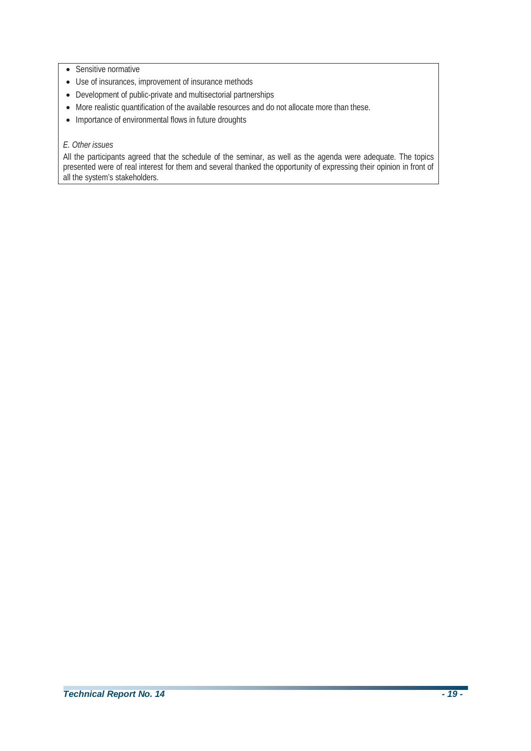- Sensitive normative
- Use of insurances, improvement of insurance methods
- Development of public-private and multisectorial partnerships
- More realistic quantification of the available resources and do not allocate more than these.
- Importance of environmental flows in future droughts

*E. Other issues*

All the participants agreed that the schedule of the seminar, as well as the agenda were adequate. The topics presented were of real interest for them and several thanked the opportunity of expressing their opinion in front of all the system's stakeholders.